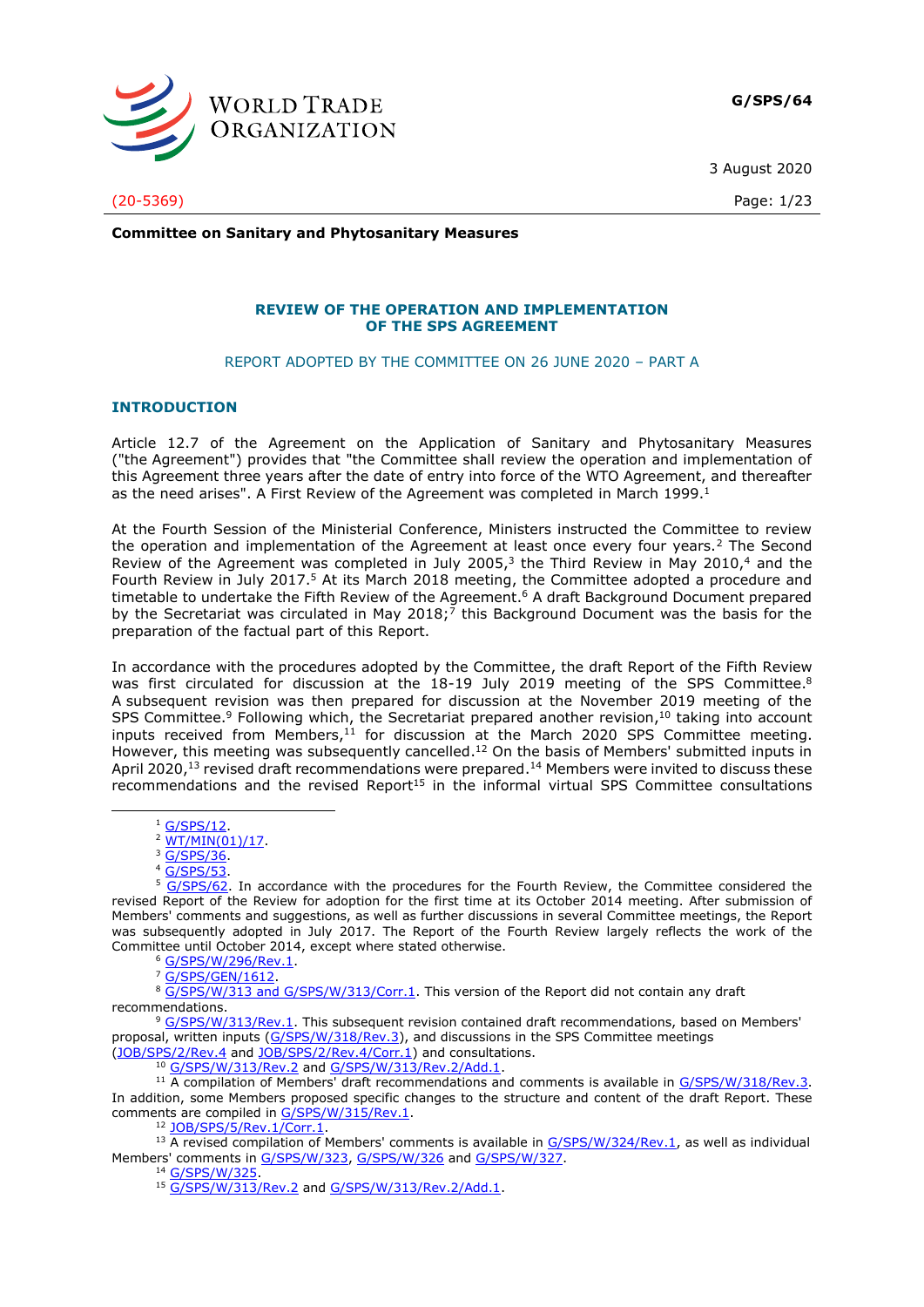**G/SPS/64**

3 August 2020

(20-5369)

**Committee on Sanitary and Phytosanitary Measures**

## REVIEW OF THE OPERATION AND IMPLEMENTATION OF THE SPS AGREEMENT

REPORT ADOPTED BY THE COMMITTEE ON 26 JUNE 2020 – PART A

## INTRODUCTION

Article 12.7 of the Agreement on the Application of Sanitary and Phytosanitary Measures ("the Agreement") provides that "the Committee shall review the operation and implementation of this Agreement three years after the date of entry into force of the WTO Agreement, and thereafter as the need arises". A First Review of the Agreement was completed in March 1999.[1]

At the Fourth Session of the Ministerial Conference, Ministers instructed the Committee to review the operation and implementation of the Agreement at least once every four years.[2] The Second Review of the Agreement was completed in July 2005,[3] the Third Review in May 2010,[4] and the Fourth Review in July 2017.[5] At its March 2018 meeting, the Committee adopted a procedure and timetable to undertake the Fifth Review of the Agreement.[6] A draft Background Document prepared by the Secretariat was circulated in May 2018;[7] this Background Document was the basis for the preparation of the factual part of this Report.

In accordance with the procedures adopted by the Committee, the draft Report of the Fifth Review was first circulated for discussion at the 18-19 July 2019 meeting of the SPS Committee.[8] A subsequent revision was then prepared for discussion at the November 2019 meeting of the SPS Committee.[9] Following which, the Secretariat prepared another revision,[10] taking into account inputs received from Members,[11] for discussion at the March 2020 SPS Committee meeting. However, this meeting was subsequently cancelled.[12] On the basis of Members' submitted inputs in April 2020,[13] revised draft recommendations were prepared.[14] Members were invited to discuss these recommendations and the revised Report[15] in the informal virtual SPS Committee consultations

---

[1] G/SPS/12.

[2] WT/MIN(01)/17.

[3] G/SPS/36.

[4] G/SPS/53.

[5] G/SPS/62. In accordance with the procedures for the Fourth Review, the Committee considered the revised Report of the Review for adoption for the first time at its October 2014 meeting. After submission of Members' comments and suggestions, as well as further discussions in several Committee meetings, the Report was subsequently adopted in July 2017. The Report of the Fourth Review largely reflects the work of the Committee until October 2014, except where stated otherwise.

[6] G/SPS/W/296/Rev.1.

[7] G/SPS/GEN/1612.

[8] G/SPS/W/313 and G/SPS/W/313/Corr.1. This version of the Report did not contain any draft recommendations.

[9] G/SPS/W/313/Rev.1. This subsequent revision contained draft recommendations, based on Members' proposal, written inputs (G/SPS/W/318/Rev.3), and discussions in the SPS Committee meetings (JOB/SPS/2/Rev.4 and JOB/SPS/2/Rev.4/Corr.1) and consultations.

[10] G/SPS/W/313/Rev.2 and G/SPS/W/313/Rev.2/Add.1.

[11] A compilation of Members' draft recommendations and comments is available in G/SPS/W/318/Rev.3. In addition, some Members proposed specific changes to the structure and content of the draft Report. These comments are compiled in G/SPS/W/315/Rev.1.

[12] JOB/SPS/5/Rev.1/Corr.1.

[13] A revised compilation of Members' comments is available in G/SPS/W/324/Rev.1, as well as individual Members' comments in G/SPS/W/323, G/SPS/W/326 and G/SPS/W/327.

[14] G/SPS/W/325.

[15] G/SPS/W/313/Rev.2 and G/SPS/W/313/Rev.2/Add.1.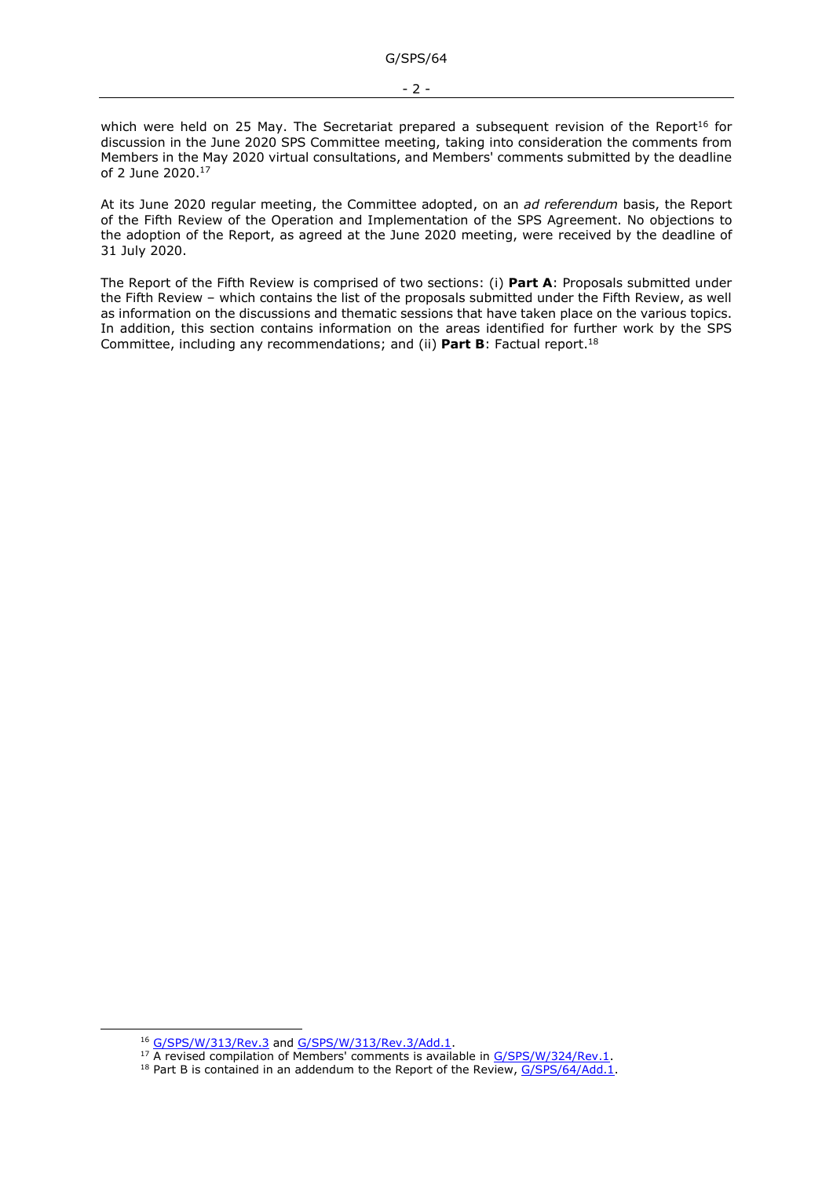which were held on 25 May. The Secretariat prepared a subsequent revision of the Report[16] for discussion in the June 2020 SPS Committee meeting, taking into consideration the comments from Members in the May 2020 virtual consultations, and Members' comments submitted by the deadline of 2 June 2020.[17]

At its June 2020 regular meeting, the Committee adopted, on an *ad referendum* basis, the Report of the Fifth Review of the Operation and Implementation of the SPS Agreement. No objections to the adoption of the Report, as agreed at the June 2020 meeting, were received by the deadline of 31 July 2020.

The Report of the Fifth Review is comprised of two sections: (i) **Part A**: Proposals submitted under the Fifth Review – which contains the list of the proposals submitted under the Fifth Review, as well as information on the discussions and thematic sessions that have taken place on the various topics. In addition, this section contains information on the areas identified for further work by the SPS Committee, including any recommendations; and (ii) **Part B**: Factual report.[18]

---

[16] G/SPS/W/313/Rev.3 and G/SPS/W/313/Rev.3/Add.1.

[17] A revised compilation of Members' comments is available in G/SPS/W/324/Rev.1.

[18] Part B is contained in an addendum to the Report of the Review, G/SPS/64/Add.1.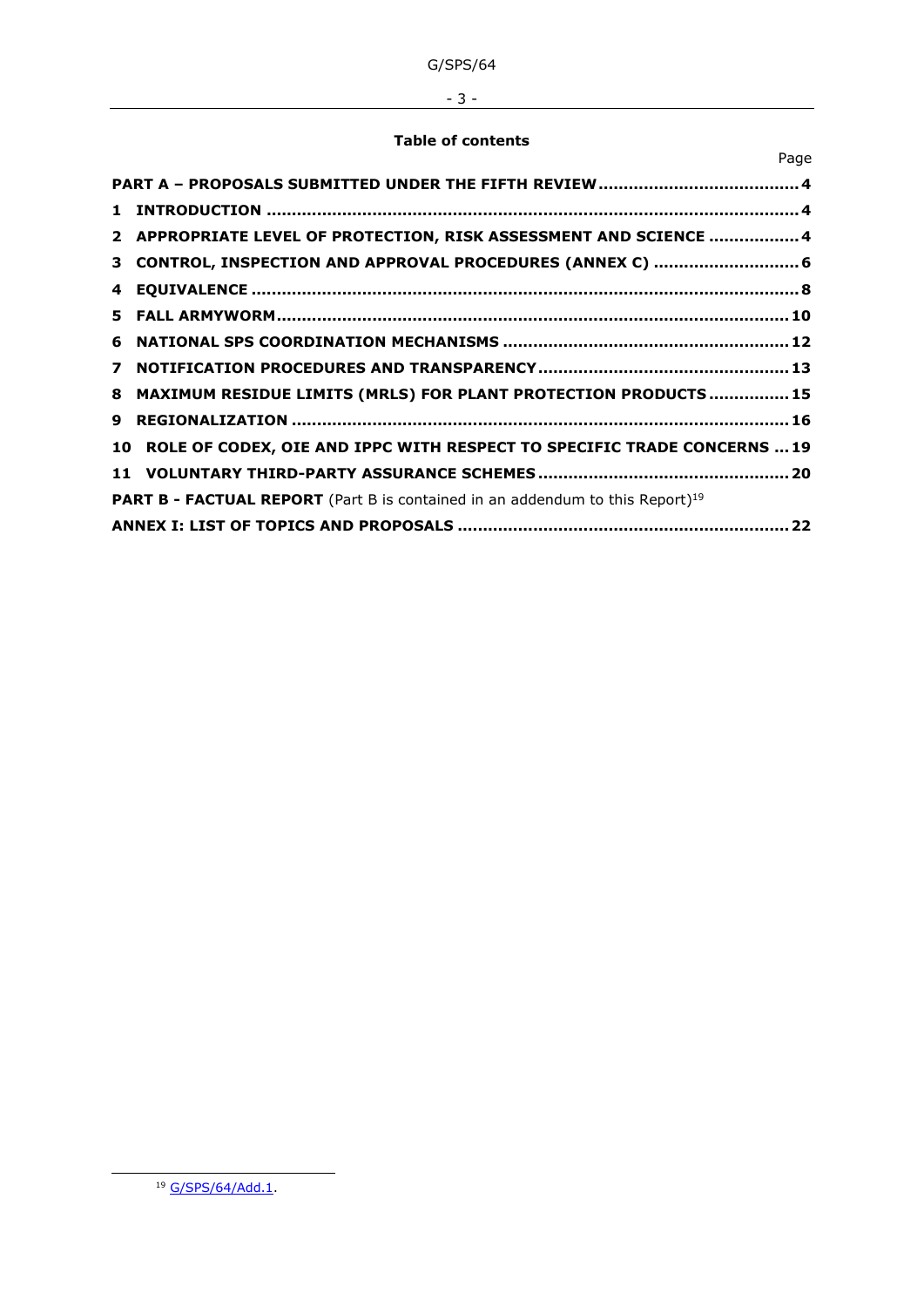**Table of contents**

| | Page |
|---|---|
| **PART A – PROPOSALS SUBMITTED UNDER THE FIFTH REVIEW** | **4** |
| **1 INTRODUCTION** | **4** |
| **2 APPROPRIATE LEVEL OF PROTECTION, RISK ASSESSMENT AND SCIENCE** | **4** |
| **3 CONTROL, INSPECTION AND APPROVAL PROCEDURES (ANNEX C)** | **6** |
| **4 EQUIVALENCE** | **8** |
| **5 FALL ARMYWORM** | **10** |
| **6 NATIONAL SPS COORDINATION MECHANISMS** | **12** |
| **7 NOTIFICATION PROCEDURES AND TRANSPARENCY** | **13** |
| **8 MAXIMUM RESIDUE LIMITS (MRLS) FOR PLANT PROTECTION PRODUCTS** | **15** |
| **9 REGIONALIZATION** | **16** |
| **10 ROLE OF CODEX, OIE AND IPPC WITH RESPECT TO SPECIFIC TRADE CONCERNS** | **19** |
| **11 VOLUNTARY THIRD-PARTY ASSURANCE SCHEMES** | **20** |
| **PART B - FACTUAL REPORT** (Part B is contained in an addendum to this Report)[19] | |
| **ANNEX I: LIST OF TOPICS AND PROPOSALS** | **22** |

[19] G/SPS/64/Add.1.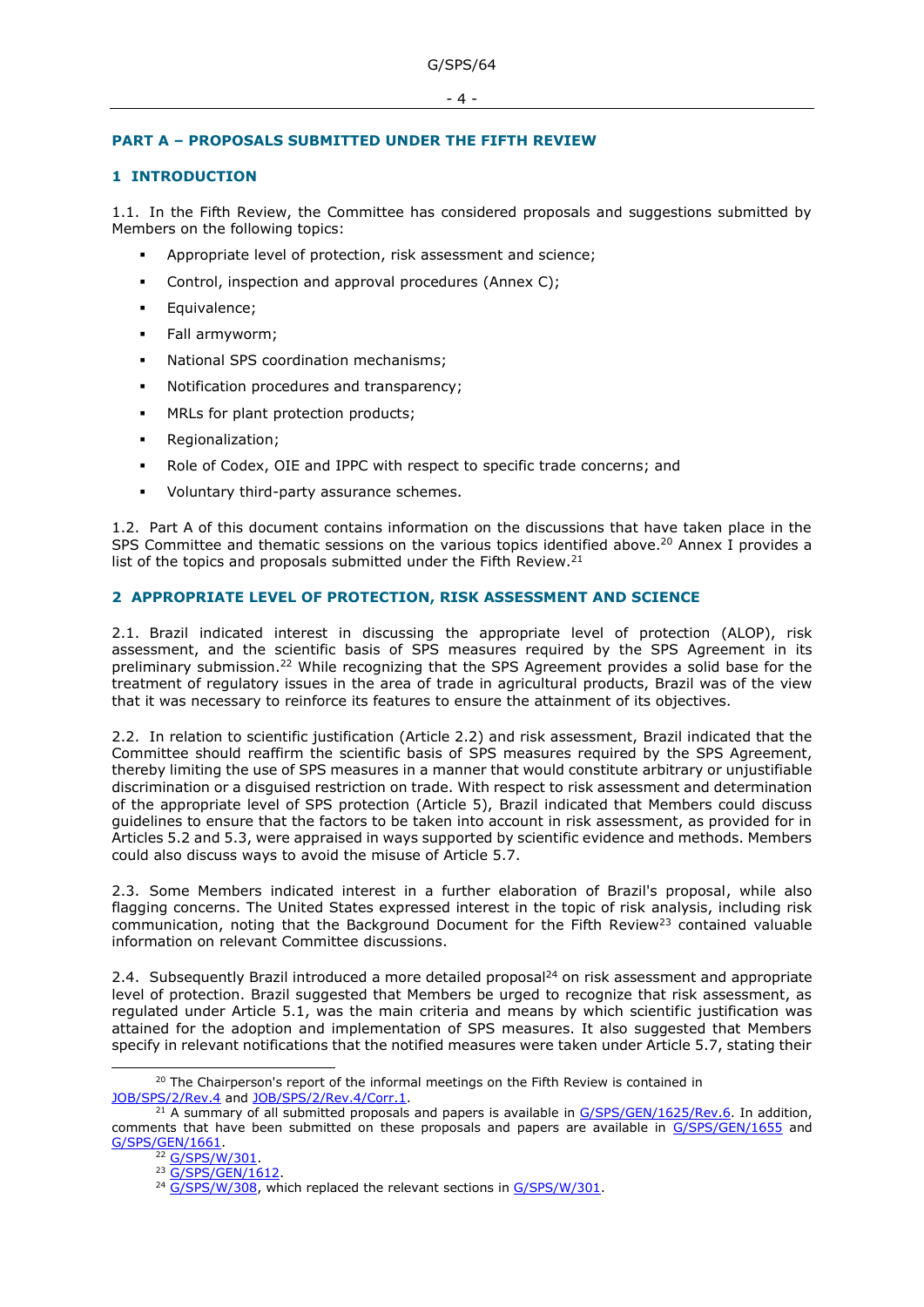## PART A – PROPOSALS SUBMITTED UNDER THE FIFTH REVIEW

### 1 INTRODUCTION

1.1. In the Fifth Review, the Committee has considered proposals and suggestions submitted by Members on the following topics:

- Appropriate level of protection, risk assessment and science;
- Control, inspection and approval procedures (Annex C);
- Equivalence;
- Fall armyworm;
- National SPS coordination mechanisms;
- Notification procedures and transparency;
- MRLs for plant protection products;
- Regionalization;
- Role of Codex, OIE and IPPC with respect to specific trade concerns; and
- Voluntary third-party assurance schemes.

1.2. Part A of this document contains information on the discussions that have taken place in the SPS Committee and thematic sessions on the various topics identified above.[20] Annex I provides a list of the topics and proposals submitted under the Fifth Review.[21]

### 2 APPROPRIATE LEVEL OF PROTECTION, RISK ASSESSMENT AND SCIENCE

2.1. Brazil indicated interest in discussing the appropriate level of protection (ALOP), risk assessment, and the scientific basis of SPS measures required by the SPS Agreement in its preliminary submission.[22] While recognizing that the SPS Agreement provides a solid base for the treatment of regulatory issues in the area of trade in agricultural products, Brazil was of the view that it was necessary to reinforce its features to ensure the attainment of its objectives.

2.2. In relation to scientific justification (Article 2.2) and risk assessment, Brazil indicated that the Committee should reaffirm the scientific basis of SPS measures required by the SPS Agreement, thereby limiting the use of SPS measures in a manner that would constitute arbitrary or unjustifiable discrimination or a disguised restriction on trade. With respect to risk assessment and determination of the appropriate level of SPS protection (Article 5), Brazil indicated that Members could discuss guidelines to ensure that the factors to be taken into account in risk assessment, as provided for in Articles 5.2 and 5.3, were appraised in ways supported by scientific evidence and methods. Members could also discuss ways to avoid the misuse of Article 5.7.

2.3. Some Members indicated interest in a further elaboration of Brazil's proposal, while also flagging concerns. The United States expressed interest in the topic of risk analysis, including risk communication, noting that the Background Document for the Fifth Review[23] contained valuable information on relevant Committee discussions.

2.4. Subsequently Brazil introduced a more detailed proposal[24] on risk assessment and appropriate level of protection. Brazil suggested that Members be urged to recognize that risk assessment, as regulated under Article 5.1, was the main criteria and means by which scientific justification was attained for the adoption and implementation of SPS measures. It also suggested that Members specify in relevant notifications that the notified measures were taken under Article 5.7, stating their

---

[20] The Chairperson's report of the informal meetings on the Fifth Review is contained in JOB/SPS/2/Rev.4 and JOB/SPS/2/Rev.4/Corr.1.

[21] A summary of all submitted proposals and papers is available in G/SPS/GEN/1625/Rev.6. In addition, comments that have been submitted on these proposals and papers are available in G/SPS/GEN/1655 and G/SPS/GEN/1661.

[22] G/SPS/W/301.

[23] G/SPS/GEN/1612.

[24] G/SPS/W/308, which replaced the relevant sections in G/SPS/W/301.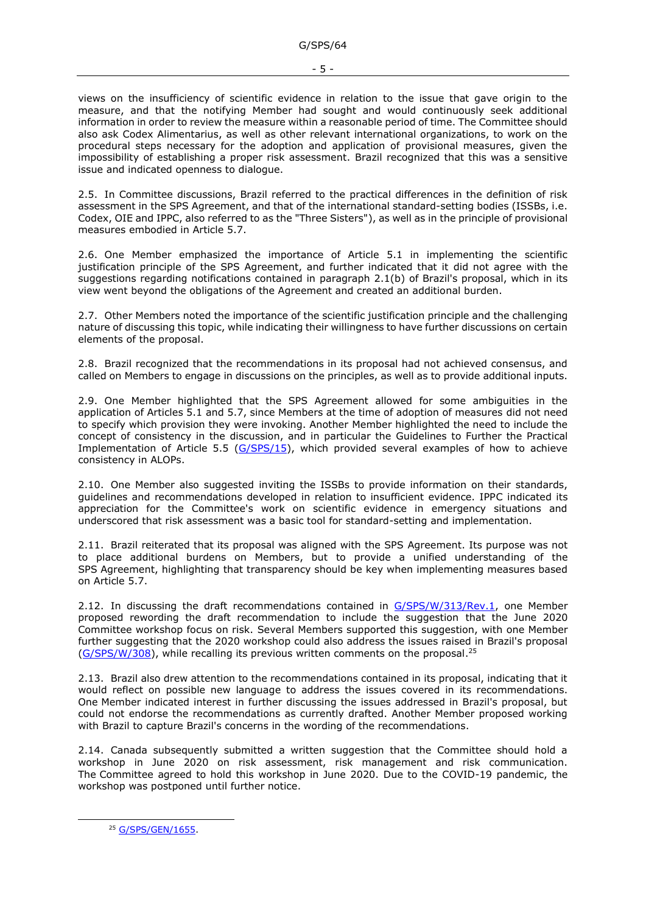views on the insufficiency of scientific evidence in relation to the issue that gave origin to the measure, and that the notifying Member had sought and would continuously seek additional information in order to review the measure within a reasonable period of time. The Committee should also ask Codex Alimentarius, as well as other relevant international organizations, to work on the procedural steps necessary for the adoption and application of provisional measures, given the impossibility of establishing a proper risk assessment. Brazil recognized that this was a sensitive issue and indicated openness to dialogue.

2.5. In Committee discussions, Brazil referred to the practical differences in the definition of risk assessment in the SPS Agreement, and that of the international standard-setting bodies (ISSBs, i.e. Codex, OIE and IPPC, also referred to as the "Three Sisters"), as well as in the principle of provisional measures embodied in Article 5.7.

2.6. One Member emphasized the importance of Article 5.1 in implementing the scientific justification principle of the SPS Agreement, and further indicated that it did not agree with the suggestions regarding notifications contained in paragraph 2.1(b) of Brazil's proposal, which in its view went beyond the obligations of the Agreement and created an additional burden.

2.7. Other Members noted the importance of the scientific justification principle and the challenging nature of discussing this topic, while indicating their willingness to have further discussions on certain elements of the proposal.

2.8. Brazil recognized that the recommendations in its proposal had not achieved consensus, and called on Members to engage in discussions on the principles, as well as to provide additional inputs.

2.9. One Member highlighted that the SPS Agreement allowed for some ambiguities in the application of Articles 5.1 and 5.7, since Members at the time of adoption of measures did not need to specify which provision they were invoking. Another Member highlighted the need to include the concept of consistency in the discussion, and in particular the Guidelines to Further the Practical Implementation of Article 5.5 (G/SPS/15), which provided several examples of how to achieve consistency in ALOPs.

2.10. One Member also suggested inviting the ISSBs to provide information on their standards, guidelines and recommendations developed in relation to insufficient evidence. IPPC indicated its appreciation for the Committee's work on scientific evidence in emergency situations and underscored that risk assessment was a basic tool for standard-setting and implementation.

2.11. Brazil reiterated that its proposal was aligned with the SPS Agreement. Its purpose was not to place additional burdens on Members, but to provide a unified understanding of the SPS Agreement, highlighting that transparency should be key when implementing measures based on Article 5.7.

2.12. In discussing the draft recommendations contained in G/SPS/W/313/Rev.1, one Member proposed rewording the draft recommendation to include the suggestion that the June 2020 Committee workshop focus on risk. Several Members supported this suggestion, with one Member further suggesting that the 2020 workshop could also address the issues raised in Brazil's proposal (G/SPS/W/308), while recalling its previous written comments on the proposal.[25]

2.13. Brazil also drew attention to the recommendations contained in its proposal, indicating that it would reflect on possible new language to address the issues covered in its recommendations. One Member indicated interest in further discussing the issues addressed in Brazil's proposal, but could not endorse the recommendations as currently drafted. Another Member proposed working with Brazil to capture Brazil's concerns in the wording of the recommendations.

2.14. Canada subsequently submitted a written suggestion that the Committee should hold a workshop in June 2020 on risk assessment, risk management and risk communication. The Committee agreed to hold this workshop in June 2020. Due to the COVID-19 pandemic, the workshop was postponed until further notice.

[25] G/SPS/GEN/1655.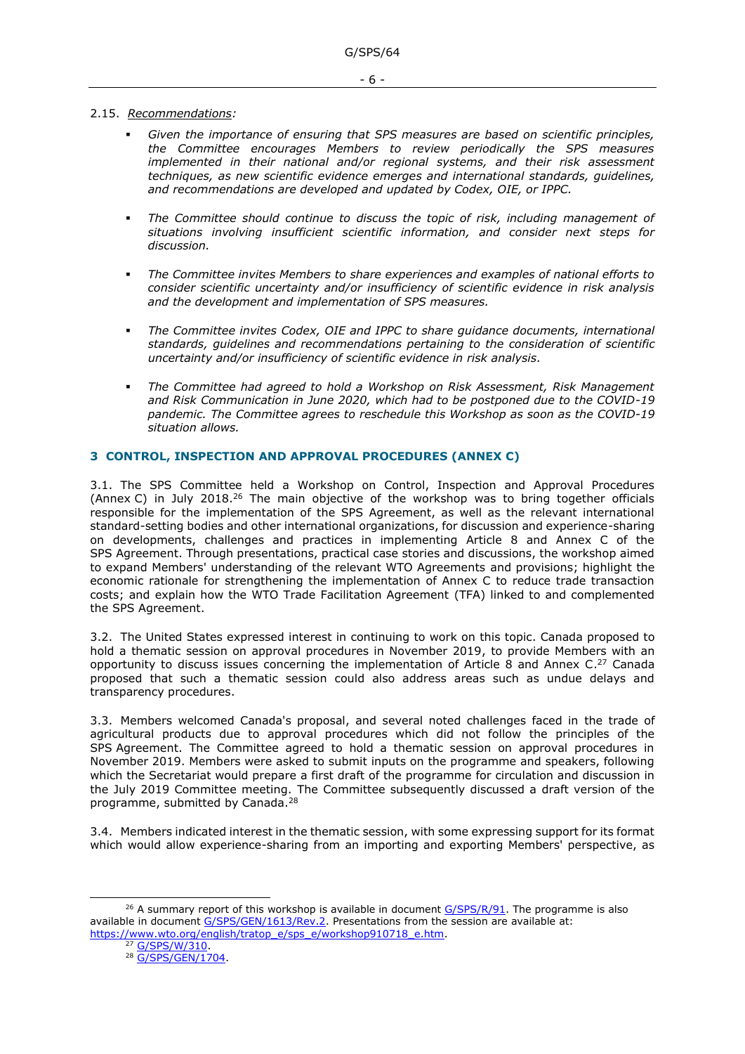2.15. *Recommendations:*

- *Given the importance of ensuring that SPS measures are based on scientific principles, the Committee encourages Members to review periodically the SPS measures implemented in their national and/or regional systems, and their risk assessment techniques, as new scientific evidence emerges and international standards, guidelines, and recommendations are developed and updated by Codex, OIE, or IPPC.*

- *The Committee should continue to discuss the topic of risk, including management of situations involving insufficient scientific information, and consider next steps for discussion.*

- *The Committee invites Members to share experiences and examples of national efforts to consider scientific uncertainty and/or insufficiency of scientific evidence in risk analysis and the development and implementation of SPS measures.*

- *The Committee invites Codex, OIE and IPPC to share guidance documents, international standards, guidelines and recommendations pertaining to the consideration of scientific uncertainty and/or insufficiency of scientific evidence in risk analysis.*

- *The Committee had agreed to hold a Workshop on Risk Assessment, Risk Management and Risk Communication in June 2020, which had to be postponed due to the COVID-19 pandemic. The Committee agrees to reschedule this Workshop as soon as the COVID-19 situation allows.*

## 3 CONTROL, INSPECTION AND APPROVAL PROCEDURES (ANNEX C)

3.1. The SPS Committee held a Workshop on Control, Inspection and Approval Procedures (Annex C) in July 2018.[26] The main objective of the workshop was to bring together officials responsible for the implementation of the SPS Agreement, as well as the relevant international standard-setting bodies and other international organizations, for discussion and experience-sharing on developments, challenges and practices in implementing Article 8 and Annex C of the SPS Agreement. Through presentations, practical case stories and discussions, the workshop aimed to expand Members' understanding of the relevant WTO Agreements and provisions; highlight the economic rationale for strengthening the implementation of Annex C to reduce trade transaction costs; and explain how the WTO Trade Facilitation Agreement (TFA) linked to and complemented the SPS Agreement.

3.2. The United States expressed interest in continuing to work on this topic. Canada proposed to hold a thematic session on approval procedures in November 2019, to provide Members with an opportunity to discuss issues concerning the implementation of Article 8 and Annex C.[27] Canada proposed that such a thematic session could also address areas such as undue delays and transparency procedures.

3.3. Members welcomed Canada's proposal, and several noted challenges faced in the trade of agricultural products due to approval procedures which did not follow the principles of the SPS Agreement. The Committee agreed to hold a thematic session on approval procedures in November 2019. Members were asked to submit inputs on the programme and speakers, following which the Secretariat would prepare a first draft of the programme for circulation and discussion in the July 2019 Committee meeting. The Committee subsequently discussed a draft version of the programme, submitted by Canada.[28]

3.4. Members indicated interest in the thematic session, with some expressing support for its format which would allow experience-sharing from an importing and exporting Members' perspective, as

---

[26] A summary report of this workshop is available in document G/SPS/R/91. The programme is also available in document G/SPS/GEN/1613/Rev.2. Presentations from the session are available at: https://www.wto.org/english/tratop_e/sps_e/workshop910718_e.htm.

[27] G/SPS/W/310.

[28] G/SPS/GEN/1704.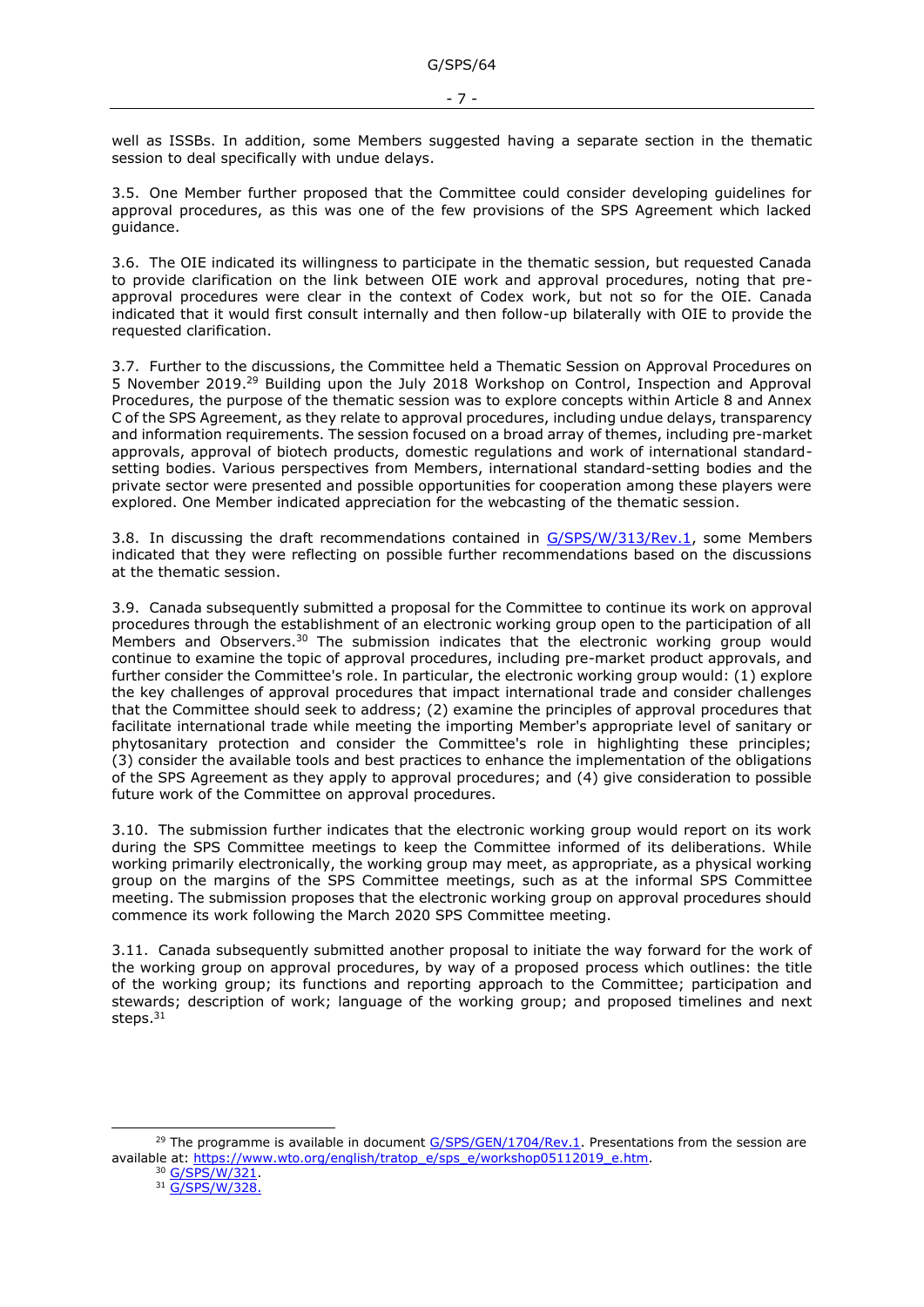well as ISSBs. In addition, some Members suggested having a separate section in the thematic session to deal specifically with undue delays.

3.5. One Member further proposed that the Committee could consider developing guidelines for approval procedures, as this was one of the few provisions of the SPS Agreement which lacked guidance.

3.6. The OIE indicated its willingness to participate in the thematic session, but requested Canada to provide clarification on the link between OIE work and approval procedures, noting that pre-approval procedures were clear in the context of Codex work, but not so for the OIE. Canada indicated that it would first consult internally and then follow-up bilaterally with OIE to provide the requested clarification.

3.7. Further to the discussions, the Committee held a Thematic Session on Approval Procedures on 5 November 2019.[29] Building upon the July 2018 Workshop on Control, Inspection and Approval Procedures, the purpose of the thematic session was to explore concepts within Article 8 and Annex C of the SPS Agreement, as they relate to approval procedures, including undue delays, transparency and information requirements. The session focused on a broad array of themes, including pre-market approvals, approval of biotech products, domestic regulations and work of international standard-setting bodies. Various perspectives from Members, international standard-setting bodies and the private sector were presented and possible opportunities for cooperation among these players were explored. One Member indicated appreciation for the webcasting of the thematic session.

3.8. In discussing the draft recommendations contained in G/SPS/W/313/Rev.1, some Members indicated that they were reflecting on possible further recommendations based on the discussions at the thematic session.

3.9. Canada subsequently submitted a proposal for the Committee to continue its work on approval procedures through the establishment of an electronic working group open to the participation of all Members and Observers.[30] The submission indicates that the electronic working group would continue to examine the topic of approval procedures, including pre-market product approvals, and further consider the Committee's role. In particular, the electronic working group would: (1) explore the key challenges of approval procedures that impact international trade and consider challenges that the Committee should seek to address; (2) examine the principles of approval procedures that facilitate international trade while meeting the importing Member's appropriate level of sanitary or phytosanitary protection and consider the Committee's role in highlighting these principles; (3) consider the available tools and best practices to enhance the implementation of the obligations of the SPS Agreement as they apply to approval procedures; and (4) give consideration to possible future work of the Committee on approval procedures.

3.10. The submission further indicates that the electronic working group would report on its work during the SPS Committee meetings to keep the Committee informed of its deliberations. While working primarily electronically, the working group may meet, as appropriate, as a physical working group on the margins of the SPS Committee meetings, such as at the informal SPS Committee meeting. The submission proposes that the electronic working group on approval procedures should commence its work following the March 2020 SPS Committee meeting.

3.11. Canada subsequently submitted another proposal to initiate the way forward for the work of the working group on approval procedures, by way of a proposed process which outlines: the title of the working group; its functions and reporting approach to the Committee; participation and stewards; description of work; language of the working group; and proposed timelines and next steps.[31]

---

[29] The programme is available in document G/SPS/GEN/1704/Rev.1. Presentations from the session are available at: https://www.wto.org/english/tratop_e/sps_e/workshop05112019_e.htm.

[30] G/SPS/W/321.

[31] G/SPS/W/328.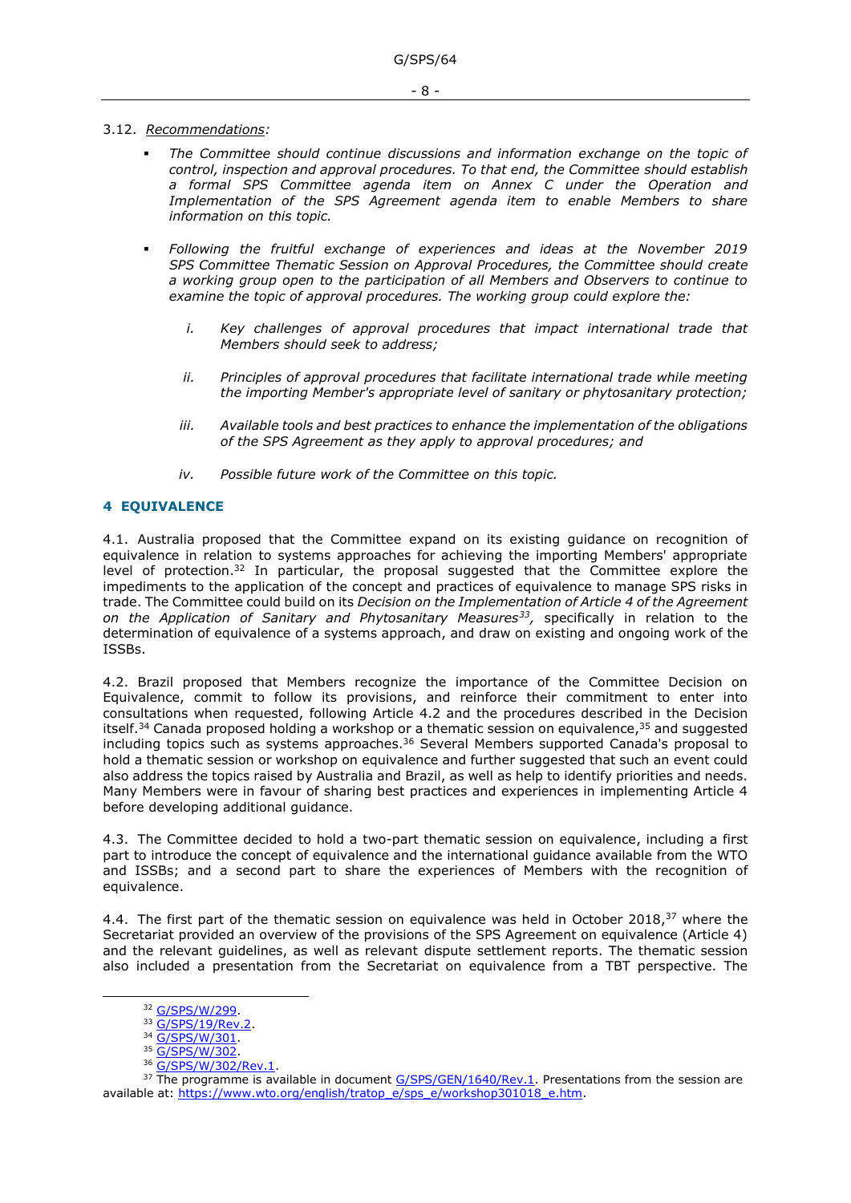3.12. *Recommendations:*

- *The Committee should continue discussions and information exchange on the topic of control, inspection and approval procedures. To that end, the Committee should establish a formal SPS Committee agenda item on Annex C under the Operation and Implementation of the SPS Agreement agenda item to enable Members to share information on this topic.*

- *Following the fruitful exchange of experiences and ideas at the November 2019 SPS Committee Thematic Session on Approval Procedures, the Committee should create a working group open to the participation of all Members and Observers to continue to examine the topic of approval procedures. The working group could explore the:*

  i. *Key challenges of approval procedures that impact international trade that Members should seek to address;*

  ii. *Principles of approval procedures that facilitate international trade while meeting the importing Member's appropriate level of sanitary or phytosanitary protection;*

  iii. *Available tools and best practices to enhance the implementation of the obligations of the SPS Agreement as they apply to approval procedures; and*

  iv. *Possible future work of the Committee on this topic.*

## 4 EQUIVALENCE

4.1. Australia proposed that the Committee expand on its existing guidance on recognition of equivalence in relation to systems approaches for achieving the importing Members' appropriate level of protection.[32] In particular, the proposal suggested that the Committee explore the impediments to the application of the concept and practices of equivalence to manage SPS risks in trade. The Committee could build on its *Decision on the Implementation of Article 4 of the Agreement on the Application of Sanitary and Phytosanitary Measures*[33], specifically in relation to the determination of equivalence of a systems approach, and draw on existing and ongoing work of the ISSBs.

4.2. Brazil proposed that Members recognize the importance of the Committee Decision on Equivalence, commit to follow its provisions, and reinforce their commitment to enter into consultations when requested, following Article 4.2 and the procedures described in the Decision itself.[34] Canada proposed holding a workshop or a thematic session on equivalence,[35] and suggested including topics such as systems approaches.[36] Several Members supported Canada's proposal to hold a thematic session or workshop on equivalence and further suggested that such an event could also address the topics raised by Australia and Brazil, as well as help to identify priorities and needs. Many Members were in favour of sharing best practices and experiences in implementing Article 4 before developing additional guidance.

4.3. The Committee decided to hold a two-part thematic session on equivalence, including a first part to introduce the concept of equivalence and the international guidance available from the WTO and ISSBs; and a second part to share the experiences of Members with the recognition of equivalence.

4.4. The first part of the thematic session on equivalence was held in October 2018,[37] where the Secretariat provided an overview of the provisions of the SPS Agreement on equivalence (Article 4) and the relevant guidelines, as well as relevant dispute settlement reports. The thematic session also included a presentation from the Secretariat on equivalence from a TBT perspective. The

---

[32] G/SPS/W/299.

[33] G/SPS/19/Rev.2.

[34] G/SPS/W/301.

[35] G/SPS/W/302.

[36] G/SPS/W/302/Rev.1.

[37] The programme is available in document G/SPS/GEN/1640/Rev.1. Presentations from the session are available at: https://www.wto.org/english/tratop_e/sps_e/workshop301018_e.htm.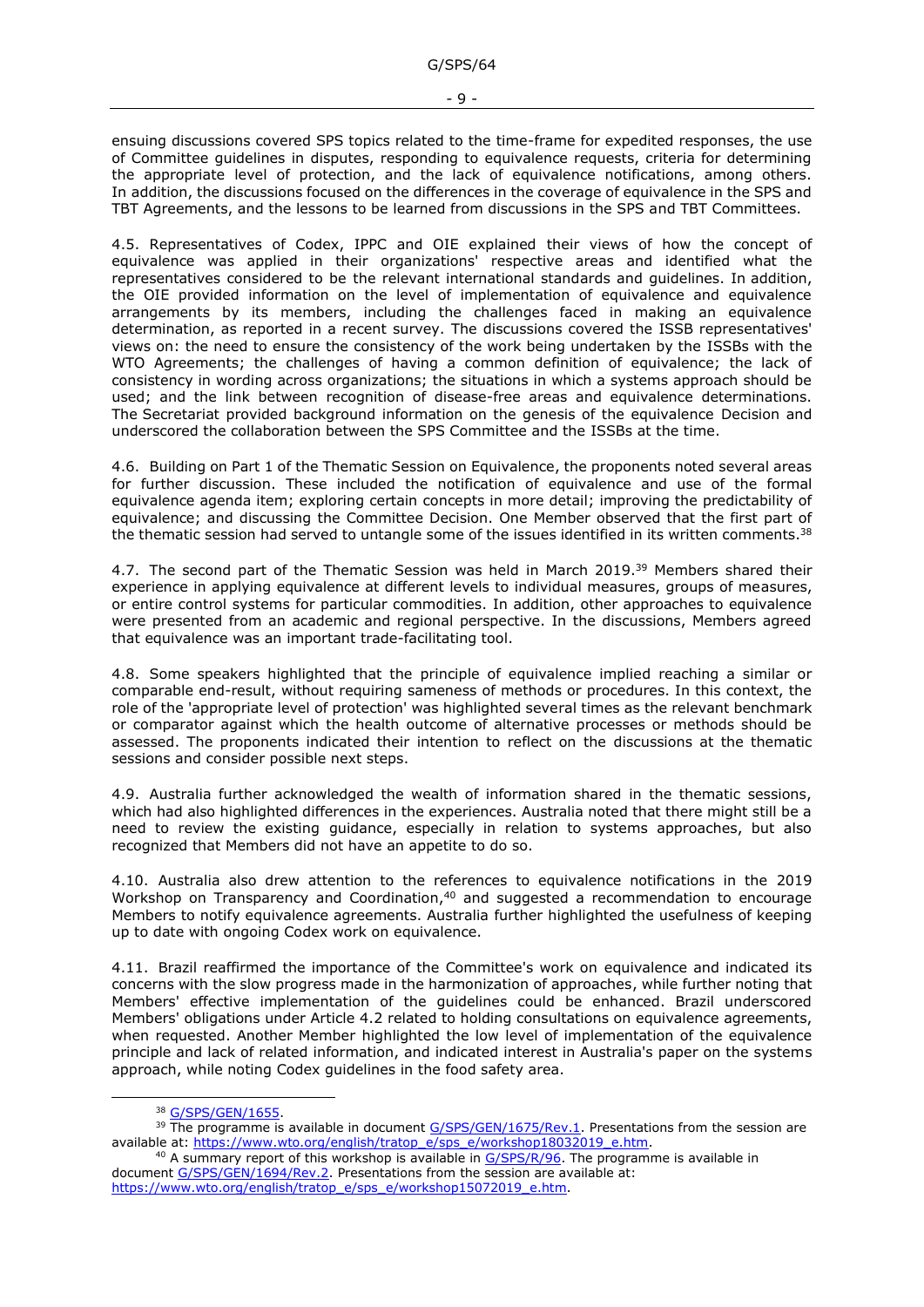ensuing discussions covered SPS topics related to the time-frame for expedited responses, the use of Committee guidelines in disputes, responding to equivalence requests, criteria for determining the appropriate level of protection, and the lack of equivalence notifications, among others. In addition, the discussions focused on the differences in the coverage of equivalence in the SPS and TBT Agreements, and the lessons to be learned from discussions in the SPS and TBT Committees.

4.5. Representatives of Codex, IPPC and OIE explained their views of how the concept of equivalence was applied in their organizations' respective areas and identified what the representatives considered to be the relevant international standards and guidelines. In addition, the OIE provided information on the level of implementation of equivalence and equivalence arrangements by its members, including the challenges faced in making an equivalence determination, as reported in a recent survey. The discussions covered the ISSB representatives' views on: the need to ensure the consistency of the work being undertaken by the ISSBs with the WTO Agreements; the challenges of having a common definition of equivalence; the lack of consistency in wording across organizations; the situations in which a systems approach should be used; and the link between recognition of disease-free areas and equivalence determinations. The Secretariat provided background information on the genesis of the equivalence Decision and underscored the collaboration between the SPS Committee and the ISSBs at the time.

4.6. Building on Part 1 of the Thematic Session on Equivalence, the proponents noted several areas for further discussion. These included the notification of equivalence and use of the formal equivalence agenda item; exploring certain concepts in more detail; improving the predictability of equivalence; and discussing the Committee Decision. One Member observed that the first part of the thematic session had served to untangle some of the issues identified in its written comments.[38]

4.7. The second part of the Thematic Session was held in March 2019.[39] Members shared their experience in applying equivalence at different levels to individual measures, groups of measures, or entire control systems for particular commodities. In addition, other approaches to equivalence were presented from an academic and regional perspective. In the discussions, Members agreed that equivalence was an important trade-facilitating tool.

4.8. Some speakers highlighted that the principle of equivalence implied reaching a similar or comparable end-result, without requiring sameness of methods or procedures. In this context, the role of the 'appropriate level of protection' was highlighted several times as the relevant benchmark or comparator against which the health outcome of alternative processes or methods should be assessed. The proponents indicated their intention to reflect on the discussions at the thematic sessions and consider possible next steps.

4.9. Australia further acknowledged the wealth of information shared in the thematic sessions, which had also highlighted differences in the experiences. Australia noted that there might still be a need to review the existing guidance, especially in relation to systems approaches, but also recognized that Members did not have an appetite to do so.

4.10. Australia also drew attention to the references to equivalence notifications in the 2019 Workshop on Transparency and Coordination,[40] and suggested a recommendation to encourage Members to notify equivalence agreements. Australia further highlighted the usefulness of keeping up to date with ongoing Codex work on equivalence.

4.11. Brazil reaffirmed the importance of the Committee's work on equivalence and indicated its concerns with the slow progress made in the harmonization of approaches, while further noting that Members' effective implementation of the guidelines could be enhanced. Brazil underscored Members' obligations under Article 4.2 related to holding consultations on equivalence agreements, when requested. Another Member highlighted the low level of implementation of the equivalence principle and lack of related information, and indicated interest in Australia's paper on the systems approach, while noting Codex guidelines in the food safety area.

---

[38] G/SPS/GEN/1655.

[39] The programme is available in document G/SPS/GEN/1675/Rev.1. Presentations from the session are available at: https://www.wto.org/english/tratop_e/sps_e/workshop18032019_e.htm.

[40] A summary report of this workshop is available in G/SPS/R/96. The programme is available in document G/SPS/GEN/1694/Rev.2. Presentations from the session are available at: https://www.wto.org/english/tratop_e/sps_e/workshop15072019_e.htm.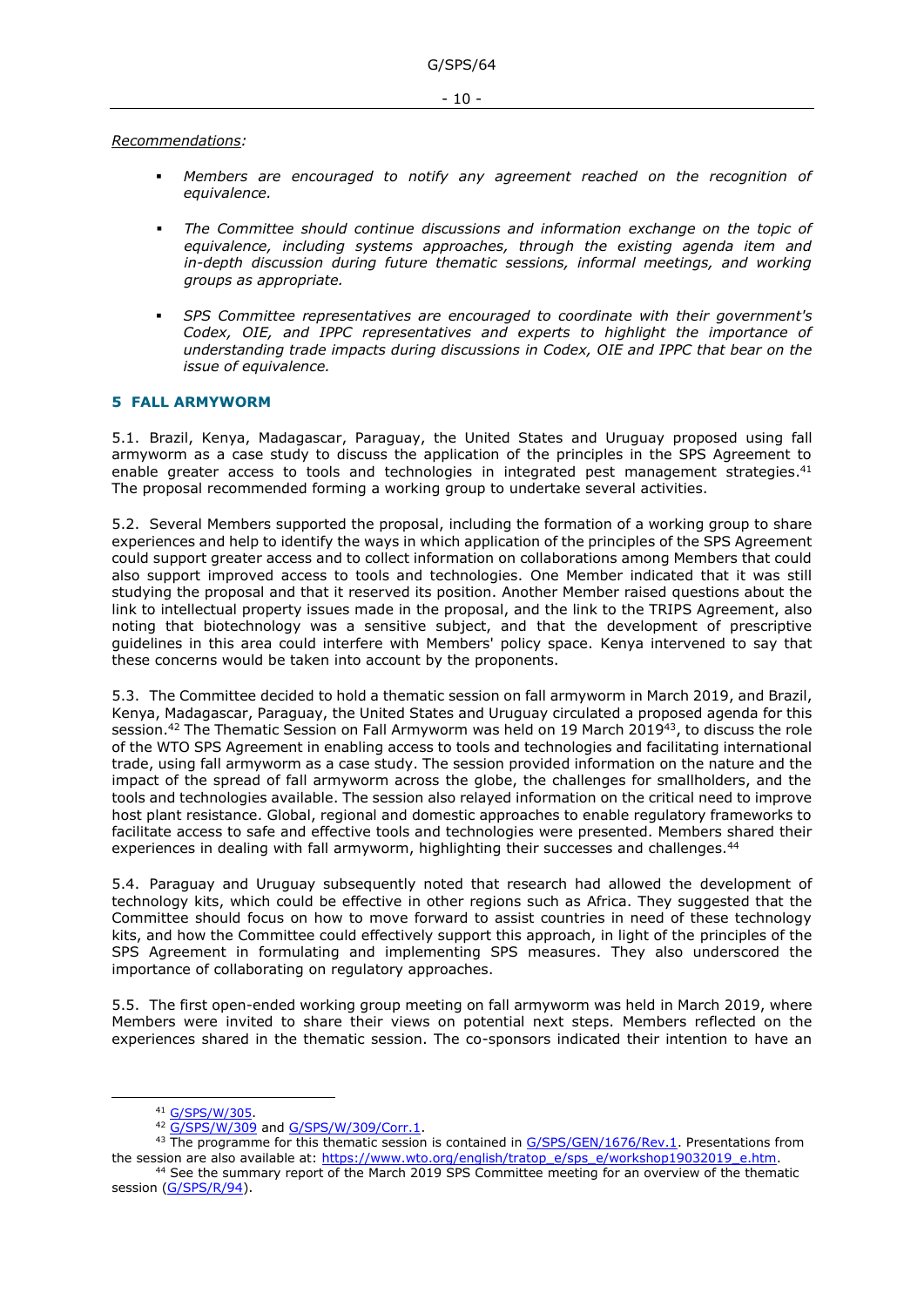*Recommendations:*

- *Members are encouraged to notify any agreement reached on the recognition of equivalence.*

- *The Committee should continue discussions and information exchange on the topic of equivalence, including systems approaches, through the existing agenda item and in-depth discussion during future thematic sessions, informal meetings, and working groups as appropriate.*

- *SPS Committee representatives are encouraged to coordinate with their government's Codex, OIE, and IPPC representatives and experts to highlight the importance of understanding trade impacts during discussions in Codex, OIE and IPPC that bear on the issue of equivalence.*

## 5 FALL ARMYWORM

5.1. Brazil, Kenya, Madagascar, Paraguay, the United States and Uruguay proposed using fall armyworm as a case study to discuss the application of the principles in the SPS Agreement to enable greater access to tools and technologies in integrated pest management strategies.[41] The proposal recommended forming a working group to undertake several activities.

5.2. Several Members supported the proposal, including the formation of a working group to share experiences and help to identify the ways in which application of the principles of the SPS Agreement could support greater access and to collect information on collaborations among Members that could also support improved access to tools and technologies. One Member indicated that it was still studying the proposal and that it reserved its position. Another Member raised questions about the link to intellectual property issues made in the proposal, and the link to the TRIPS Agreement, also noting that biotechnology was a sensitive subject, and that the development of prescriptive guidelines in this area could interfere with Members' policy space. Kenya intervened to say that these concerns would be taken into account by the proponents.

5.3. The Committee decided to hold a thematic session on fall armyworm in March 2019, and Brazil, Kenya, Madagascar, Paraguay, the United States and Uruguay circulated a proposed agenda for this session.[42] The Thematic Session on Fall Armyworm was held on 19 March 2019[43], to discuss the role of the WTO SPS Agreement in enabling access to tools and technologies and facilitating international trade, using fall armyworm as a case study. The session provided information on the nature and the impact of the spread of fall armyworm across the globe, the challenges for smallholders, and the tools and technologies available. The session also relayed information on the critical need to improve host plant resistance. Global, regional and domestic approaches to enable regulatory frameworks to facilitate access to safe and effective tools and technologies were presented. Members shared their experiences in dealing with fall armyworm, highlighting their successes and challenges.[44]

5.4. Paraguay and Uruguay subsequently noted that research had allowed the development of technology kits, which could be effective in other regions such as Africa. They suggested that the Committee should focus on how to move forward to assist countries in need of these technology kits, and how the Committee could effectively support this approach, in light of the principles of the SPS Agreement in formulating and implementing SPS measures. They also underscored the importance of collaborating on regulatory approaches.

5.5. The first open-ended working group meeting on fall armyworm was held in March 2019, where Members were invited to share their views on potential next steps. Members reflected on the experiences shared in the thematic session. The co-sponsors indicated their intention to have an

---

[41] G/SPS/W/305.

[42] G/SPS/W/309 and G/SPS/W/309/Corr.1.

[43] The programme for this thematic session is contained in G/SPS/GEN/1676/Rev.1. Presentations from the session are also available at: https://www.wto.org/english/tratop_e/sps_e/workshop19032019_e.htm.

[44] See the summary report of the March 2019 SPS Committee meeting for an overview of the thematic session (G/SPS/R/94).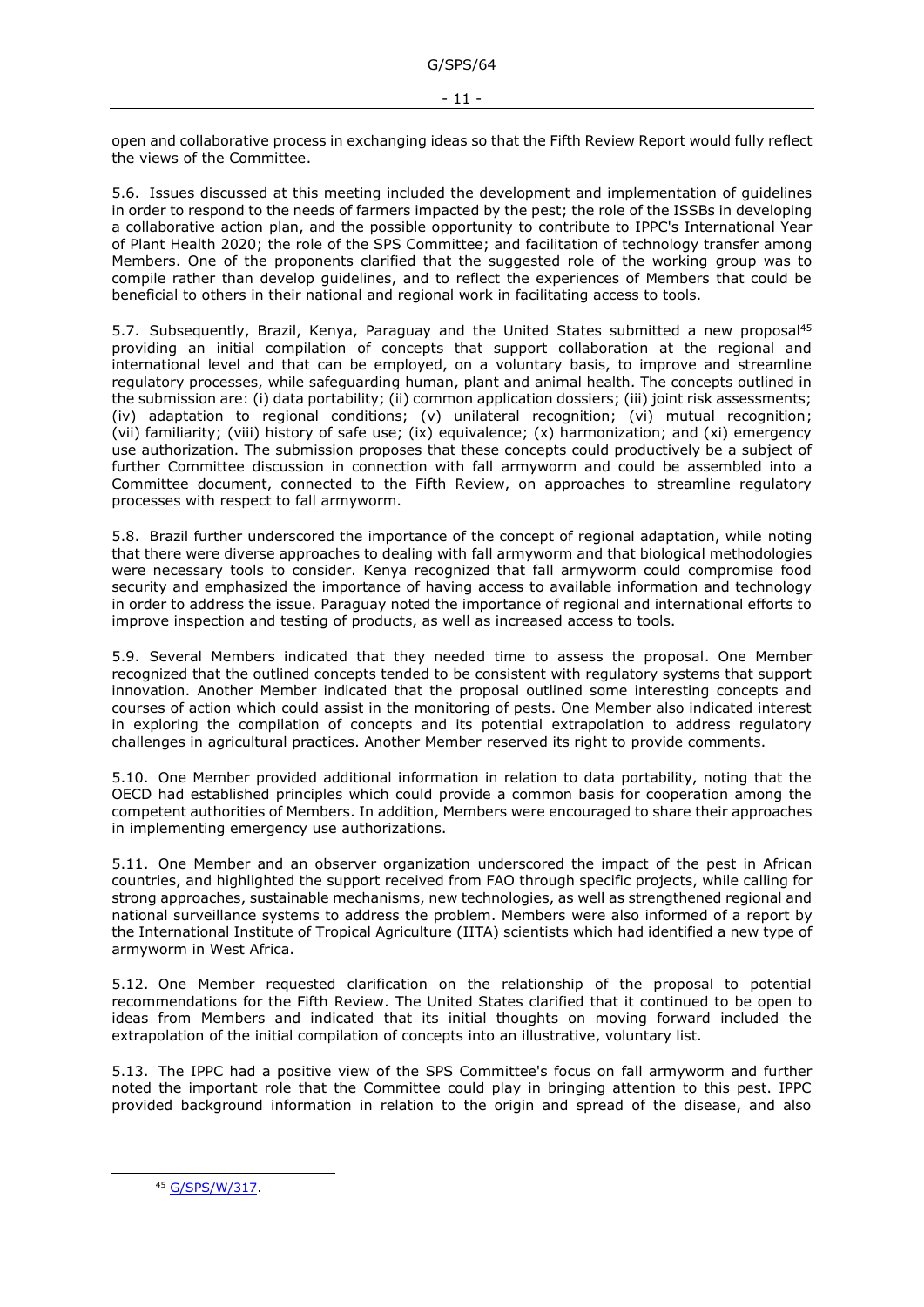open and collaborative process in exchanging ideas so that the Fifth Review Report would fully reflect the views of the Committee.

5.6. Issues discussed at this meeting included the development and implementation of guidelines in order to respond to the needs of farmers impacted by the pest; the role of the ISSBs in developing a collaborative action plan, and the possible opportunity to contribute to IPPC's International Year of Plant Health 2020; the role of the SPS Committee; and facilitation of technology transfer among Members. One of the proponents clarified that the suggested role of the working group was to compile rather than develop guidelines, and to reflect the experiences of Members that could be beneficial to others in their national and regional work in facilitating access to tools.

5.7. Subsequently, Brazil, Kenya, Paraguay and the United States submitted a new proposal[45] providing an initial compilation of concepts that support collaboration at the regional and international level and that can be employed, on a voluntary basis, to improve and streamline regulatory processes, while safeguarding human, plant and animal health. The concepts outlined in the submission are: (i) data portability; (ii) common application dossiers; (iii) joint risk assessments; (iv) adaptation to regional conditions; (v) unilateral recognition; (vi) mutual recognition; (vii) familiarity; (viii) history of safe use; (ix) equivalence; (x) harmonization; and (xi) emergency use authorization. The submission proposes that these concepts could productively be a subject of further Committee discussion in connection with fall armyworm and could be assembled into a Committee document, connected to the Fifth Review, on approaches to streamline regulatory processes with respect to fall armyworm.

5.8. Brazil further underscored the importance of the concept of regional adaptation, while noting that there were diverse approaches to dealing with fall armyworm and that biological methodologies were necessary tools to consider. Kenya recognized that fall armyworm could compromise food security and emphasized the importance of having access to available information and technology in order to address the issue. Paraguay noted the importance of regional and international efforts to improve inspection and testing of products, as well as increased access to tools.

5.9. Several Members indicated that they needed time to assess the proposal. One Member recognized that the outlined concepts tended to be consistent with regulatory systems that support innovation. Another Member indicated that the proposal outlined some interesting concepts and courses of action which could assist in the monitoring of pests. One Member also indicated interest in exploring the compilation of concepts and its potential extrapolation to address regulatory challenges in agricultural practices. Another Member reserved its right to provide comments.

5.10. One Member provided additional information in relation to data portability, noting that the OECD had established principles which could provide a common basis for cooperation among the competent authorities of Members. In addition, Members were encouraged to share their approaches in implementing emergency use authorizations.

5.11. One Member and an observer organization underscored the impact of the pest in African countries, and highlighted the support received from FAO through specific projects, while calling for strong approaches, sustainable mechanisms, new technologies, as well as strengthened regional and national surveillance systems to address the problem. Members were also informed of a report by the International Institute of Tropical Agriculture (IITA) scientists which had identified a new type of armyworm in West Africa.

5.12. One Member requested clarification on the relationship of the proposal to potential recommendations for the Fifth Review. The United States clarified that it continued to be open to ideas from Members and indicated that its initial thoughts on moving forward included the extrapolation of the initial compilation of concepts into an illustrative, voluntary list.

5.13. The IPPC had a positive view of the SPS Committee's focus on fall armyworm and further noted the important role that the Committee could play in bringing attention to this pest. IPPC provided background information in relation to the origin and spread of the disease, and also

[45] G/SPS/W/317.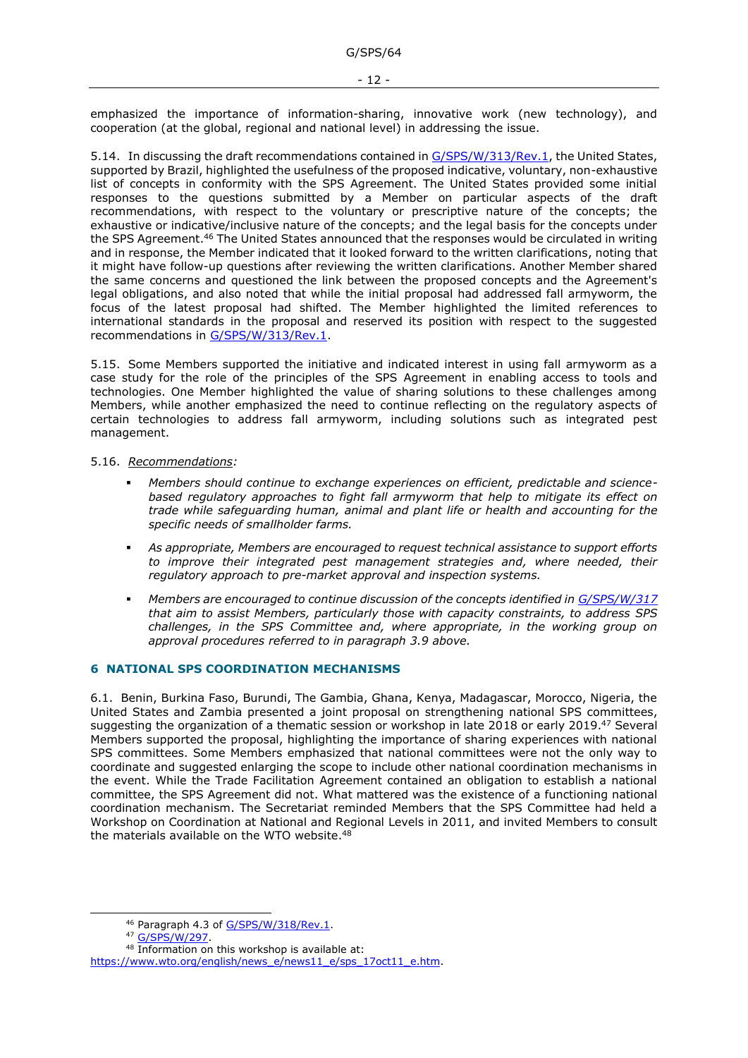emphasized the importance of information-sharing, innovative work (new technology), and cooperation (at the global, regional and national level) in addressing the issue.

5.14. In discussing the draft recommendations contained in G/SPS/W/313/Rev.1, the United States, supported by Brazil, highlighted the usefulness of the proposed indicative, voluntary, non-exhaustive list of concepts in conformity with the SPS Agreement. The United States provided some initial responses to the questions submitted by a Member on particular aspects of the draft recommendations, with respect to the voluntary or prescriptive nature of the concepts; the exhaustive or indicative/inclusive nature of the concepts; and the legal basis for the concepts under the SPS Agreement.[46] The United States announced that the responses would be circulated in writing and in response, the Member indicated that it looked forward to the written clarifications, noting that it might have follow-up questions after reviewing the written clarifications. Another Member shared the same concerns and questioned the link between the proposed concepts and the Agreement's legal obligations, and also noted that while the initial proposal had addressed fall armyworm, the focus of the latest proposal had shifted. The Member highlighted the limited references to international standards in the proposal and reserved its position with respect to the suggested recommendations in G/SPS/W/313/Rev.1.

5.15. Some Members supported the initiative and indicated interest in using fall armyworm as a case study for the role of the principles of the SPS Agreement in enabling access to tools and technologies. One Member highlighted the value of sharing solutions to these challenges among Members, while another emphasized the need to continue reflecting on the regulatory aspects of certain technologies to address fall armyworm, including solutions such as integrated pest management.

5.16. *Recommendations:*

- *Members should continue to exchange experiences on efficient, predictable and science-based regulatory approaches to fight fall armyworm that help to mitigate its effect on trade while safeguarding human, animal and plant life or health and accounting for the specific needs of smallholder farms.*
- *As appropriate, Members are encouraged to request technical assistance to support efforts to improve their integrated pest management strategies and, where needed, their regulatory approach to pre-market approval and inspection systems.*
- *Members are encouraged to continue discussion of the concepts identified in G/SPS/W/317 that aim to assist Members, particularly those with capacity constraints, to address SPS challenges, in the SPS Committee and, where appropriate, in the working group on approval procedures referred to in paragraph 3.9 above.*

## 6 NATIONAL SPS COORDINATION MECHANISMS

6.1. Benin, Burkina Faso, Burundi, The Gambia, Ghana, Kenya, Madagascar, Morocco, Nigeria, the United States and Zambia presented a joint proposal on strengthening national SPS committees, suggesting the organization of a thematic session or workshop in late 2018 or early 2019.[47] Several Members supported the proposal, highlighting the importance of sharing experiences with national SPS committees. Some Members emphasized that national committees were not the only way to coordinate and suggested enlarging the scope to include other national coordination mechanisms in the event. While the Trade Facilitation Agreement contained an obligation to establish a national committee, the SPS Agreement did not. What mattered was the existence of a functioning national coordination mechanism. The Secretariat reminded Members that the SPS Committee had held a Workshop on Coordination at National and Regional Levels in 2011, and invited Members to consult the materials available on the WTO website.[48]

---

[46] Paragraph 4.3 of G/SPS/W/318/Rev.1.

[47] G/SPS/W/297.

[48] Information on this workshop is available at: https://www.wto.org/english/news_e/news11_e/sps_17oct11_e.htm.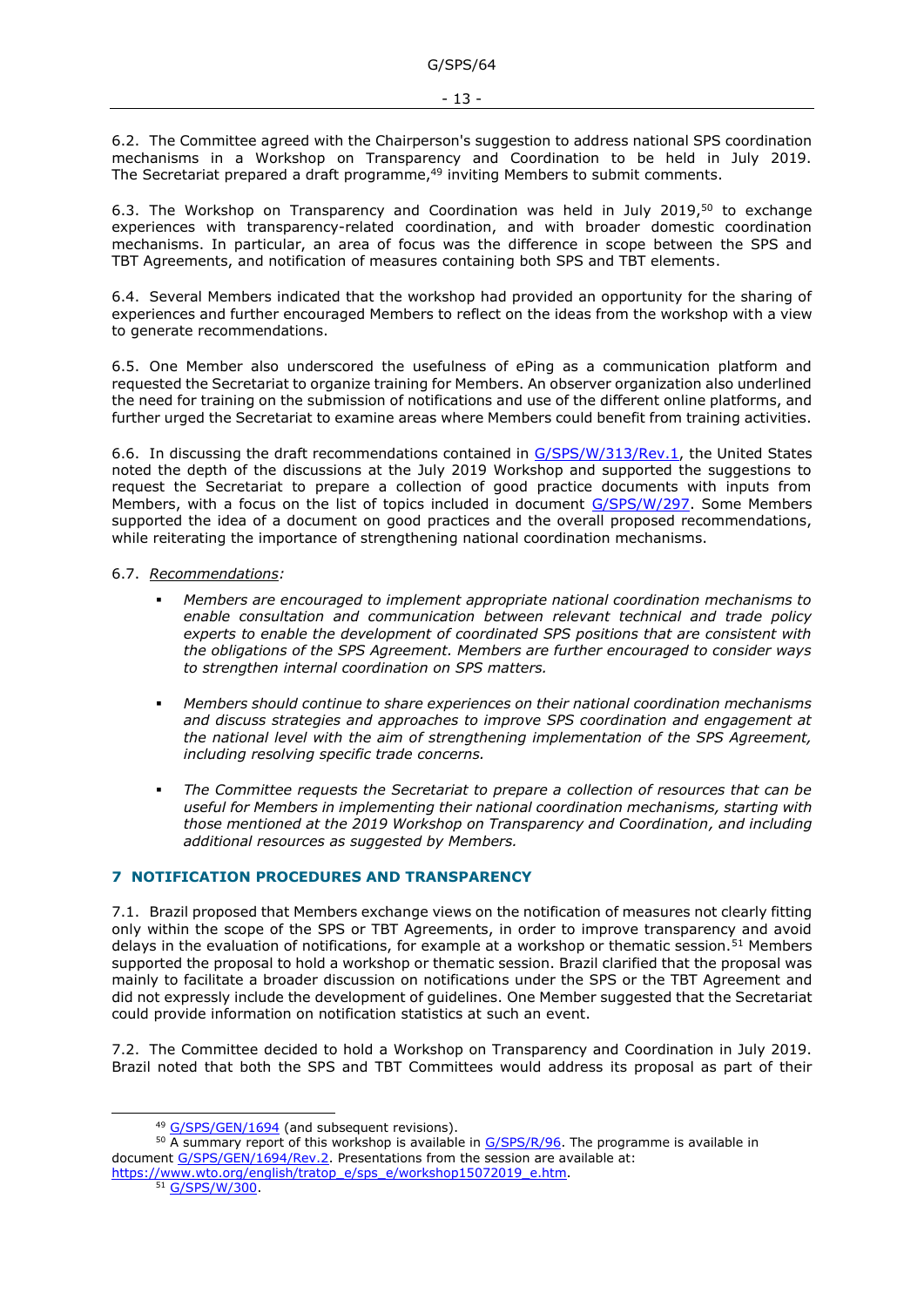6.2. The Committee agreed with the Chairperson's suggestion to address national SPS coordination mechanisms in a Workshop on Transparency and Coordination to be held in July 2019. The Secretariat prepared a draft programme,[49] inviting Members to submit comments.

6.3. The Workshop on Transparency and Coordination was held in July 2019,[50] to exchange experiences with transparency-related coordination, and with broader domestic coordination mechanisms. In particular, an area of focus was the difference in scope between the SPS and TBT Agreements, and notification of measures containing both SPS and TBT elements.

6.4. Several Members indicated that the workshop had provided an opportunity for the sharing of experiences and further encouraged Members to reflect on the ideas from the workshop with a view to generate recommendations.

6.5. One Member also underscored the usefulness of ePing as a communication platform and requested the Secretariat to organize training for Members. An observer organization also underlined the need for training on the submission of notifications and use of the different online platforms, and further urged the Secretariat to examine areas where Members could benefit from training activities.

6.6. In discussing the draft recommendations contained in G/SPS/W/313/Rev.1, the United States noted the depth of the discussions at the July 2019 Workshop and supported the suggestions to request the Secretariat to prepare a collection of good practice documents with inputs from Members, with a focus on the list of topics included in document G/SPS/W/297. Some Members supported the idea of a document on good practices and the overall proposed recommendations, while reiterating the importance of strengthening national coordination mechanisms.

6.7. *Recommendations:*

- *Members are encouraged to implement appropriate national coordination mechanisms to enable consultation and communication between relevant technical and trade policy experts to enable the development of coordinated SPS positions that are consistent with the obligations of the SPS Agreement. Members are further encouraged to consider ways to strengthen internal coordination on SPS matters.*
- *Members should continue to share experiences on their national coordination mechanisms and discuss strategies and approaches to improve SPS coordination and engagement at the national level with the aim of strengthening implementation of the SPS Agreement, including resolving specific trade concerns.*
- *The Committee requests the Secretariat to prepare a collection of resources that can be useful for Members in implementing their national coordination mechanisms, starting with those mentioned at the 2019 Workshop on Transparency and Coordination, and including additional resources as suggested by Members.*

## 7 NOTIFICATION PROCEDURES AND TRANSPARENCY

7.1. Brazil proposed that Members exchange views on the notification of measures not clearly fitting only within the scope of the SPS or TBT Agreements, in order to improve transparency and avoid delays in the evaluation of notifications, for example at a workshop or thematic session.[51] Members supported the proposal to hold a workshop or thematic session. Brazil clarified that the proposal was mainly to facilitate a broader discussion on notifications under the SPS or the TBT Agreement and did not expressly include the development of guidelines. One Member suggested that the Secretariat could provide information on notification statistics at such an event.

7.2. The Committee decided to hold a Workshop on Transparency and Coordination in July 2019. Brazil noted that both the SPS and TBT Committees would address its proposal as part of their

---

[49] G/SPS/GEN/1694 (and subsequent revisions).

[50] A summary report of this workshop is available in G/SPS/R/96. The programme is available in document G/SPS/GEN/1694/Rev.2. Presentations from the session are available at: https://www.wto.org/english/tratop_e/sps_e/workshop15072019_e.htm.

[51] G/SPS/W/300.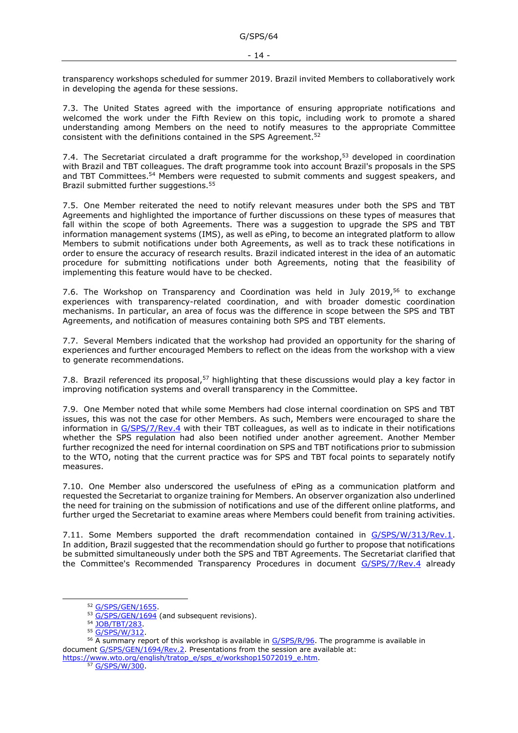transparency workshops scheduled for summer 2019. Brazil invited Members to collaboratively work in developing the agenda for these sessions.

7.3. The United States agreed with the importance of ensuring appropriate notifications and welcomed the work under the Fifth Review on this topic, including work to promote a shared understanding among Members on the need to notify measures to the appropriate Committee consistent with the definitions contained in the SPS Agreement.[52]

7.4. The Secretariat circulated a draft programme for the workshop,[53] developed in coordination with Brazil and TBT colleagues. The draft programme took into account Brazil's proposals in the SPS and TBT Committees.[54] Members were requested to submit comments and suggest speakers, and Brazil submitted further suggestions.[55]

7.5. One Member reiterated the need to notify relevant measures under both the SPS and TBT Agreements and highlighted the importance of further discussions on these types of measures that fall within the scope of both Agreements. There was a suggestion to upgrade the SPS and TBT information management systems (IMS), as well as ePing, to become an integrated platform to allow Members to submit notifications under both Agreements, as well as to track these notifications in order to ensure the accuracy of research results. Brazil indicated interest in the idea of an automatic procedure for submitting notifications under both Agreements, noting that the feasibility of implementing this feature would have to be checked.

7.6. The Workshop on Transparency and Coordination was held in July 2019,[56] to exchange experiences with transparency-related coordination, and with broader domestic coordination mechanisms. In particular, an area of focus was the difference in scope between the SPS and TBT Agreements, and notification of measures containing both SPS and TBT elements.

7.7. Several Members indicated that the workshop had provided an opportunity for the sharing of experiences and further encouraged Members to reflect on the ideas from the workshop with a view to generate recommendations.

7.8. Brazil referenced its proposal,[57] highlighting that these discussions would play a key factor in improving notification systems and overall transparency in the Committee.

7.9. One Member noted that while some Members had close internal coordination on SPS and TBT issues, this was not the case for other Members. As such, Members were encouraged to share the information in G/SPS/7/Rev.4 with their TBT colleagues, as well as to indicate in their notifications whether the SPS regulation had also been notified under another agreement. Another Member further recognized the need for internal coordination on SPS and TBT notifications prior to submission to the WTO, noting that the current practice was for SPS and TBT focal points to separately notify measures.

7.10. One Member also underscored the usefulness of ePing as a communication platform and requested the Secretariat to organize training for Members. An observer organization also underlined the need for training on the submission of notifications and use of the different online platforms, and further urged the Secretariat to examine areas where Members could benefit from training activities.

7.11. Some Members supported the draft recommendation contained in G/SPS/W/313/Rev.1. In addition, Brazil suggested that the recommendation should go further to propose that notifications be submitted simultaneously under both the SPS and TBT Agreements. The Secretariat clarified that the Committee's Recommended Transparency Procedures in document G/SPS/7/Rev.4 already

---

[52] G/SPS/GEN/1655.

[53] G/SPS/GEN/1694 (and subsequent revisions).

[54] JOB/TBT/283.

[55] G/SPS/W/312.

[56] A summary report of this workshop is available in G/SPS/R/96. The programme is available in document G/SPS/GEN/1694/Rev.2. Presentations from the session are available at: https://www.wto.org/english/tratop_e/sps_e/workshop15072019_e.htm.

[57] G/SPS/W/300.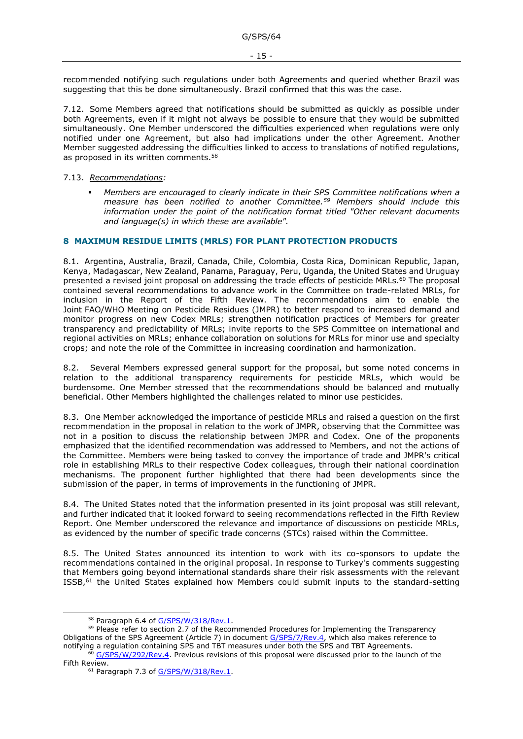recommended notifying such regulations under both Agreements and queried whether Brazil was suggesting that this be done simultaneously. Brazil confirmed that this was the case.

7.12. Some Members agreed that notifications should be submitted as quickly as possible under both Agreements, even if it might not always be possible to ensure that they would be submitted simultaneously. One Member underscored the difficulties experienced when regulations were only notified under one Agreement, but also had implications under the other Agreement. Another Member suggested addressing the difficulties linked to access to translations of notified regulations, as proposed in its written comments.[58]

7.13. *Recommendations:*

- *Members are encouraged to clearly indicate in their SPS Committee notifications when a measure has been notified to another Committee.[59] Members should include this information under the point of the notification format titled "Other relevant documents and language(s) in which these are available".*

## 8 MAXIMUM RESIDUE LIMITS (MRLS) FOR PLANT PROTECTION PRODUCTS

8.1. Argentina, Australia, Brazil, Canada, Chile, Colombia, Costa Rica, Dominican Republic, Japan, Kenya, Madagascar, New Zealand, Panama, Paraguay, Peru, Uganda, the United States and Uruguay presented a revised joint proposal on addressing the trade effects of pesticide MRLs.[60] The proposal contained several recommendations to advance work in the Committee on trade-related MRLs, for inclusion in the Report of the Fifth Review. The recommendations aim to enable the Joint FAO/WHO Meeting on Pesticide Residues (JMPR) to better respond to increased demand and monitor progress on new Codex MRLs; strengthen notification practices of Members for greater transparency and predictability of MRLs; invite reports to the SPS Committee on international and regional activities on MRLs; enhance collaboration on solutions for MRLs for minor use and specialty crops; and note the role of the Committee in increasing coordination and harmonization.

8.2. Several Members expressed general support for the proposal, but some noted concerns in relation to the additional transparency requirements for pesticide MRLs, which would be burdensome. One Member stressed that the recommendations should be balanced and mutually beneficial. Other Members highlighted the challenges related to minor use pesticides.

8.3. One Member acknowledged the importance of pesticide MRLs and raised a question on the first recommendation in the proposal in relation to the work of JMPR, observing that the Committee was not in a position to discuss the relationship between JMPR and Codex. One of the proponents emphasized that the identified recommendation was addressed to Members, and not the actions of the Committee. Members were being tasked to convey the importance of trade and JMPR's critical role in establishing MRLs to their respective Codex colleagues, through their national coordination mechanisms. The proponent further highlighted that there had been developments since the submission of the paper, in terms of improvements in the functioning of JMPR.

8.4. The United States noted that the information presented in its joint proposal was still relevant, and further indicated that it looked forward to seeing recommendations reflected in the Fifth Review Report. One Member underscored the relevance and importance of discussions on pesticide MRLs, as evidenced by the number of specific trade concerns (STCs) raised within the Committee.

8.5. The United States announced its intention to work with its co-sponsors to update the recommendations contained in the original proposal. In response to Turkey's comments suggesting that Members going beyond international standards share their risk assessments with the relevant ISSB,[61] the United States explained how Members could submit inputs to the standard-setting

---

[58] Paragraph 6.4 of G/SPS/W/318/Rev.1.

[59] Please refer to section 2.7 of the Recommended Procedures for Implementing the Transparency Obligations of the SPS Agreement (Article 7) in document G/SPS/7/Rev.4, which also makes reference to notifying a regulation containing SPS and TBT measures under both the SPS and TBT Agreements.

[60] G/SPS/W/292/Rev.4. Previous revisions of this proposal were discussed prior to the launch of the Fifth Review.

[61] Paragraph 7.3 of G/SPS/W/318/Rev.1.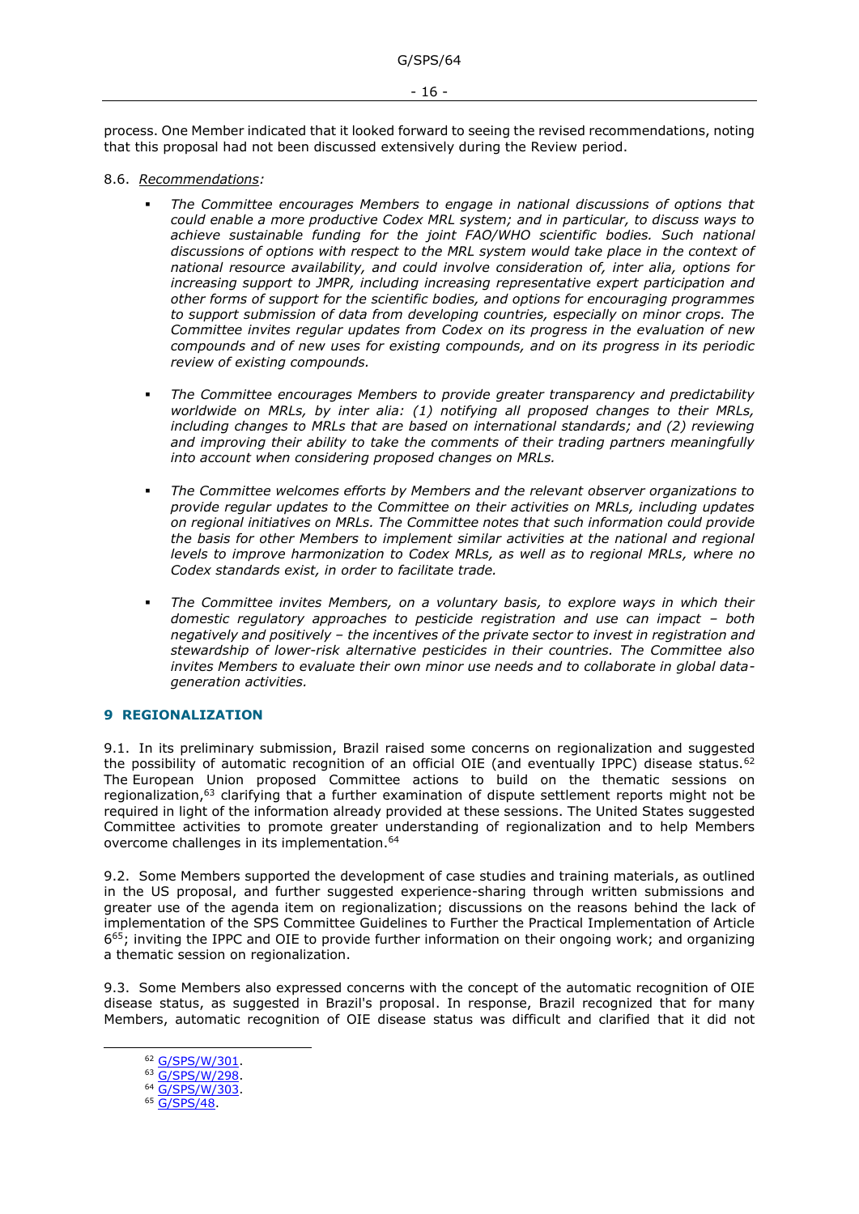process. One Member indicated that it looked forward to seeing the revised recommendations, noting that this proposal had not been discussed extensively during the Review period.

8.6. *Recommendations:*

- *The Committee encourages Members to engage in national discussions of options that could enable a more productive Codex MRL system; and in particular, to discuss ways to achieve sustainable funding for the joint FAO/WHO scientific bodies. Such national discussions of options with respect to the MRL system would take place in the context of national resource availability, and could involve consideration of, inter alia, options for increasing support to JMPR, including increasing representative expert participation and other forms of support for the scientific bodies, and options for encouraging programmes to support submission of data from developing countries, especially on minor crops. The Committee invites regular updates from Codex on its progress in the evaluation of new compounds and of new uses for existing compounds, and on its progress in its periodic review of existing compounds.*

- *The Committee encourages Members to provide greater transparency and predictability worldwide on MRLs, by inter alia: (1) notifying all proposed changes to their MRLs, including changes to MRLs that are based on international standards; and (2) reviewing and improving their ability to take the comments of their trading partners meaningfully into account when considering proposed changes on MRLs.*

- *The Committee welcomes efforts by Members and the relevant observer organizations to provide regular updates to the Committee on their activities on MRLs, including updates on regional initiatives on MRLs. The Committee notes that such information could provide the basis for other Members to implement similar activities at the national and regional levels to improve harmonization to Codex MRLs, as well as to regional MRLs, where no Codex standards exist, in order to facilitate trade.*

- *The Committee invites Members, on a voluntary basis, to explore ways in which their domestic regulatory approaches to pesticide registration and use can impact – both negatively and positively – the incentives of the private sector to invest in registration and stewardship of lower-risk alternative pesticides in their countries. The Committee also invites Members to evaluate their own minor use needs and to collaborate in global data-generation activities.*

## 9 REGIONALIZATION

9.1. In its preliminary submission, Brazil raised some concerns on regionalization and suggested the possibility of automatic recognition of an official OIE (and eventually IPPC) disease status.[62] The European Union proposed Committee actions to build on the thematic sessions on regionalization,[63] clarifying that a further examination of dispute settlement reports might not be required in light of the information already provided at these sessions. The United States suggested Committee activities to promote greater understanding of regionalization and to help Members overcome challenges in its implementation.[64]

9.2. Some Members supported the development of case studies and training materials, as outlined in the US proposal, and further suggested experience-sharing through written submissions and greater use of the agenda item on regionalization; discussions on the reasons behind the lack of implementation of the SPS Committee Guidelines to Further the Practical Implementation of Article 6[65]; inviting the IPPC and OIE to provide further information on their ongoing work; and organizing a thematic session on regionalization.

9.3. Some Members also expressed concerns with the concept of the automatic recognition of OIE disease status, as suggested in Brazil's proposal. In response, Brazil recognized that for many Members, automatic recognition of OIE disease status was difficult and clarified that it did not

[62] G/SPS/W/301.
[63] G/SPS/W/298.
[64] G/SPS/W/303.
[65] G/SPS/48.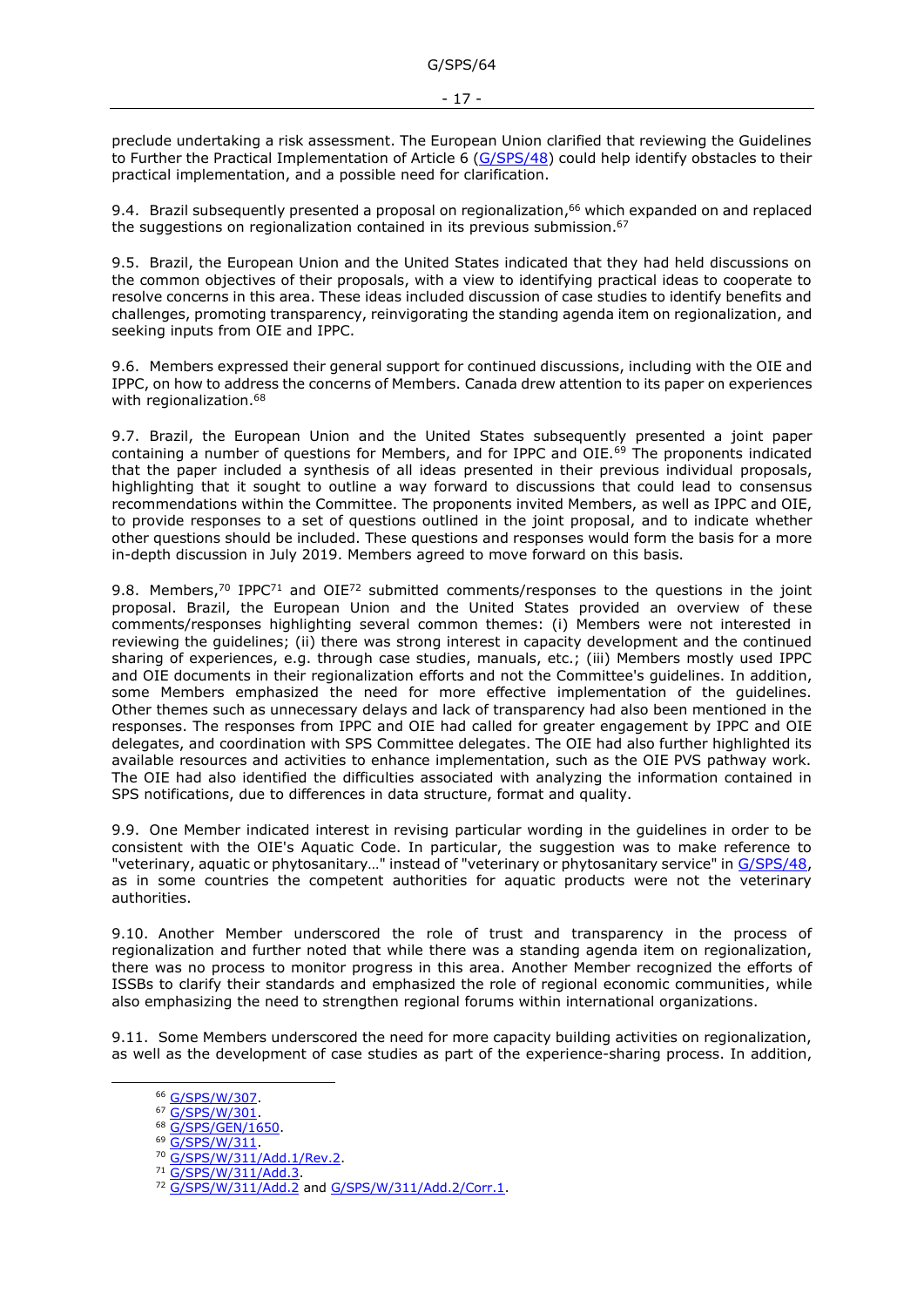preclude undertaking a risk assessment. The European Union clarified that reviewing the Guidelines to Further the Practical Implementation of Article 6 (G/SPS/48) could help identify obstacles to their practical implementation, and a possible need for clarification.

9.4. Brazil subsequently presented a proposal on regionalization,[66] which expanded on and replaced the suggestions on regionalization contained in its previous submission.[67]

9.5. Brazil, the European Union and the United States indicated that they had held discussions on the common objectives of their proposals, with a view to identifying practical ideas to cooperate to resolve concerns in this area. These ideas included discussion of case studies to identify benefits and challenges, promoting transparency, reinvigorating the standing agenda item on regionalization, and seeking inputs from OIE and IPPC.

9.6. Members expressed their general support for continued discussions, including with the OIE and IPPC, on how to address the concerns of Members. Canada drew attention to its paper on experiences with regionalization.[68]

9.7. Brazil, the European Union and the United States subsequently presented a joint paper containing a number of questions for Members, and for IPPC and OIE.[69] The proponents indicated that the paper included a synthesis of all ideas presented in their previous individual proposals, highlighting that it sought to outline a way forward to discussions that could lead to consensus recommendations within the Committee. The proponents invited Members, as well as IPPC and OIE, to provide responses to a set of questions outlined in the joint proposal, and to indicate whether other questions should be included. These questions and responses would form the basis for a more in-depth discussion in July 2019. Members agreed to move forward on this basis.

9.8. Members,[70] IPPC[71] and OIE[72] submitted comments/responses to the questions in the joint proposal. Brazil, the European Union and the United States provided an overview of these comments/responses highlighting several common themes: (i) Members were not interested in reviewing the guidelines; (ii) there was strong interest in capacity development and the continued sharing of experiences, e.g. through case studies, manuals, etc.; (iii) Members mostly used IPPC and OIE documents in their regionalization efforts and not the Committee's guidelines. In addition, some Members emphasized the need for more effective implementation of the guidelines. Other themes such as unnecessary delays and lack of transparency had also been mentioned in the responses. The responses from IPPC and OIE had called for greater engagement by IPPC and OIE delegates, and coordination with SPS Committee delegates. The OIE had also further highlighted its available resources and activities to enhance implementation, such as the OIE PVS pathway work. The OIE had also identified the difficulties associated with analyzing the information contained in SPS notifications, due to differences in data structure, format and quality.

9.9. One Member indicated interest in revising particular wording in the guidelines in order to be consistent with the OIE's Aquatic Code. In particular, the suggestion was to make reference to "veterinary, aquatic or phytosanitary…" instead of "veterinary or phytosanitary service" in G/SPS/48, as in some countries the competent authorities for aquatic products were not the veterinary authorities.

9.10. Another Member underscored the role of trust and transparency in the process of regionalization and further noted that while there was a standing agenda item on regionalization, there was no process to monitor progress in this area. Another Member recognized the efforts of ISSBs to clarify their standards and emphasized the role of regional economic communities, while also emphasizing the need to strengthen regional forums within international organizations.

9.11. Some Members underscored the need for more capacity building activities on regionalization, as well as the development of case studies as part of the experience-sharing process. In addition,

[66] G/SPS/W/307.
[67] G/SPS/W/301.
[68] G/SPS/GEN/1650.
[69] G/SPS/W/311.
[70] G/SPS/W/311/Add.1/Rev.2.
[71] G/SPS/W/311/Add.3.
[72] G/SPS/W/311/Add.2 and G/SPS/W/311/Add.2/Corr.1.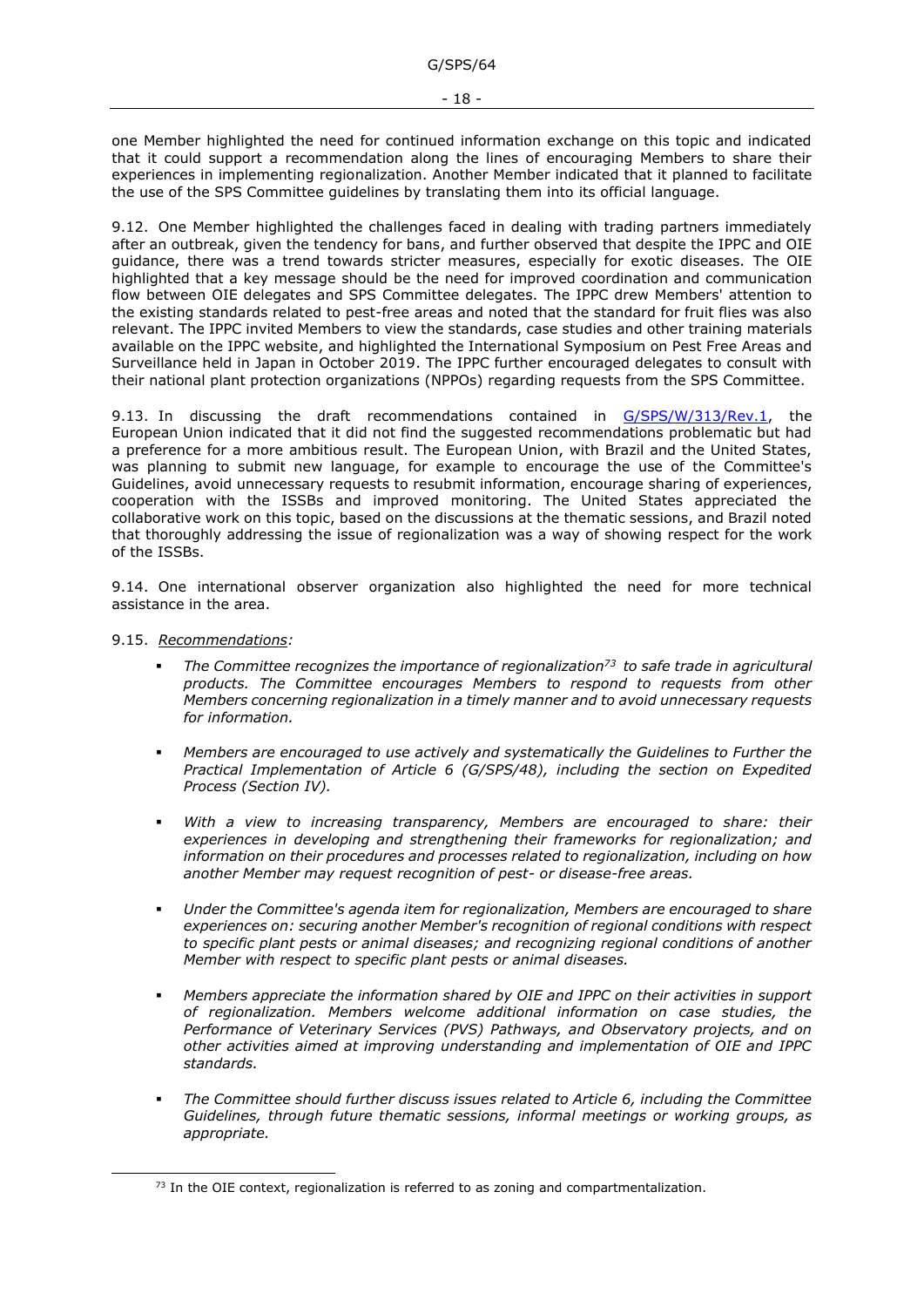one Member highlighted the need for continued information exchange on this topic and indicated that it could support a recommendation along the lines of encouraging Members to share their experiences in implementing regionalization. Another Member indicated that it planned to facilitate the use of the SPS Committee guidelines by translating them into its official language.

9.12. One Member highlighted the challenges faced in dealing with trading partners immediately after an outbreak, given the tendency for bans, and further observed that despite the IPPC and OIE guidance, there was a trend towards stricter measures, especially for exotic diseases. The OIE highlighted that a key message should be the need for improved coordination and communication flow between OIE delegates and SPS Committee delegates. The IPPC drew Members' attention to the existing standards related to pest-free areas and noted that the standard for fruit flies was also relevant. The IPPC invited Members to view the standards, case studies and other training materials available on the IPPC website, and highlighted the International Symposium on Pest Free Areas and Surveillance held in Japan in October 2019. The IPPC further encouraged delegates to consult with their national plant protection organizations (NPPOs) regarding requests from the SPS Committee.

9.13. In discussing the draft recommendations contained in G/SPS/W/313/Rev.1, the European Union indicated that it did not find the suggested recommendations problematic but had a preference for a more ambitious result. The European Union, with Brazil and the United States, was planning to submit new language, for example to encourage the use of the Committee's Guidelines, avoid unnecessary requests to resubmit information, encourage sharing of experiences, cooperation with the ISSBs and improved monitoring. The United States appreciated the collaborative work on this topic, based on the discussions at the thematic sessions, and Brazil noted that thoroughly addressing the issue of regionalization was a way of showing respect for the work of the ISSBs.

9.14. One international observer organization also highlighted the need for more technical assistance in the area.

9.15. _Recommendations:_

- *The Committee recognizes the importance of regionalization*[73] *to safe trade in agricultural products. The Committee encourages Members to respond to requests from other Members concerning regionalization in a timely manner and to avoid unnecessary requests for information.*

- *Members are encouraged to use actively and systematically the Guidelines to Further the Practical Implementation of Article 6 (G/SPS/48), including the section on Expedited Process (Section IV).*

- *With a view to increasing transparency, Members are encouraged to share: their experiences in developing and strengthening their frameworks for regionalization; and information on their procedures and processes related to regionalization, including on how another Member may request recognition of pest- or disease-free areas.*

- *Under the Committee's agenda item for regionalization, Members are encouraged to share experiences on: securing another Member's recognition of regional conditions with respect to specific plant pests or animal diseases; and recognizing regional conditions of another Member with respect to specific plant pests or animal diseases.*

- *Members appreciate the information shared by OIE and IPPC on their activities in support of regionalization. Members welcome additional information on case studies, the Performance of Veterinary Services (PVS) Pathways, and Observatory projects, and on other activities aimed at improving understanding and implementation of OIE and IPPC standards.*

- *The Committee should further discuss issues related to Article 6, including the Committee Guidelines, through future thematic sessions, informal meetings or working groups, as appropriate.*

[73] In the OIE context, regionalization is referred to as zoning and compartmentalization.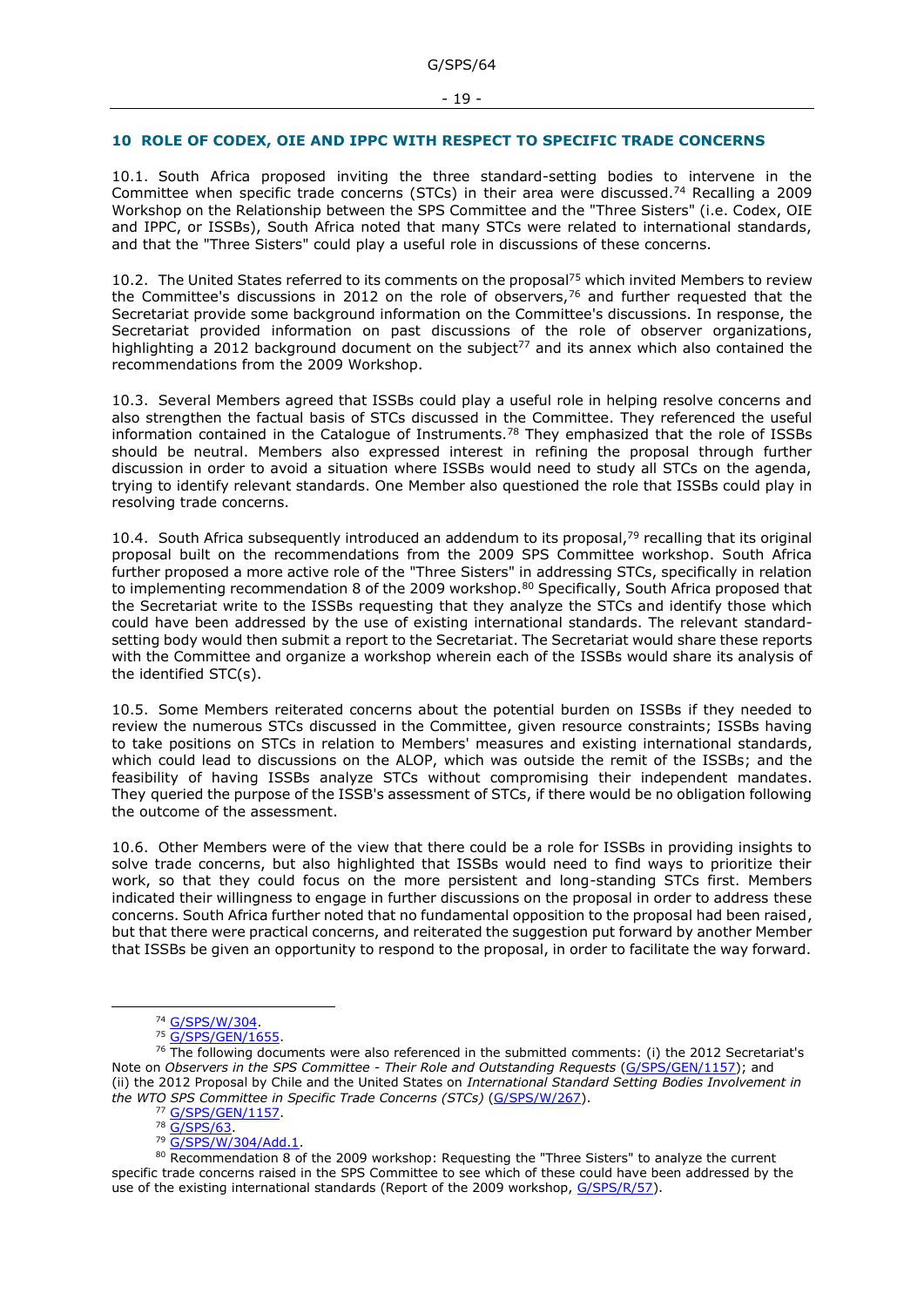## 10 ROLE OF CODEX, OIE AND IPPC WITH RESPECT TO SPECIFIC TRADE CONCERNS

10.1. South Africa proposed inviting the three standard-setting bodies to intervene in the Committee when specific trade concerns (STCs) in their area were discussed.[74] Recalling a 2009 Workshop on the Relationship between the SPS Committee and the "Three Sisters" (i.e. Codex, OIE and IPPC, or ISSBs), South Africa noted that many STCs were related to international standards, and that the "Three Sisters" could play a useful role in discussions of these concerns.

10.2. The United States referred to its comments on the proposal[75] which invited Members to review the Committee's discussions in 2012 on the role of observers,[76] and further requested that the Secretariat provide some background information on the Committee's discussions. In response, the Secretariat provided information on past discussions of the role of observer organizations, highlighting a 2012 background document on the subject[77] and its annex which also contained the recommendations from the 2009 Workshop.

10.3. Several Members agreed that ISSBs could play a useful role in helping resolve concerns and also strengthen the factual basis of STCs discussed in the Committee. They referenced the useful information contained in the Catalogue of Instruments.[78] They emphasized that the role of ISSBs should be neutral. Members also expressed interest in refining the proposal through further discussion in order to avoid a situation where ISSBs would need to study all STCs on the agenda, trying to identify relevant standards. One Member also questioned the role that ISSBs could play in resolving trade concerns.

10.4. South Africa subsequently introduced an addendum to its proposal,[79] recalling that its original proposal built on the recommendations from the 2009 SPS Committee workshop. South Africa further proposed a more active role of the "Three Sisters" in addressing STCs, specifically in relation to implementing recommendation 8 of the 2009 workshop.[80] Specifically, South Africa proposed that the Secretariat write to the ISSBs requesting that they analyze the STCs and identify those which could have been addressed by the use of existing international standards. The relevant standard-setting body would then submit a report to the Secretariat. The Secretariat would share these reports with the Committee and organize a workshop wherein each of the ISSBs would share its analysis of the identified STC(s).

10.5. Some Members reiterated concerns about the potential burden on ISSBs if they needed to review the numerous STCs discussed in the Committee, given resource constraints; ISSBs having to take positions on STCs in relation to Members' measures and existing international standards, which could lead to discussions on the ALOP, which was outside the remit of the ISSBs; and the feasibility of having ISSBs analyze STCs without compromising their independent mandates. They queried the purpose of the ISSB's assessment of STCs, if there would be no obligation following the outcome of the assessment.

10.6. Other Members were of the view that there could be a role for ISSBs in providing insights to solve trade concerns, but also highlighted that ISSBs would need to find ways to prioritize their work, so that they could focus on the more persistent and long-standing STCs first. Members indicated their willingness to engage in further discussions on the proposal in order to address these concerns. South Africa further noted that no fundamental opposition to the proposal had been raised, but that there were practical concerns, and reiterated the suggestion put forward by another Member that ISSBs be given an opportunity to respond to the proposal, in order to facilitate the way forward.

---

[74] G/SPS/W/304.

[75] G/SPS/GEN/1655.

[76] The following documents were also referenced in the submitted comments: (i) the 2012 Secretariat's Note on *Observers in the SPS Committee - Their Role and Outstanding Requests* (G/SPS/GEN/1157); and (ii) the 2012 Proposal by Chile and the United States on *International Standard Setting Bodies Involvement in the WTO SPS Committee in Specific Trade Concerns (STCs)* (G/SPS/W/267).

[77] G/SPS/GEN/1157.

[78] G/SPS/63.

[79] G/SPS/W/304/Add.1.

[80] Recommendation 8 of the 2009 workshop: Requesting the "Three Sisters" to analyze the current specific trade concerns raised in the SPS Committee to see which of these could have been addressed by the use of the existing international standards (Report of the 2009 workshop, G/SPS/R/57).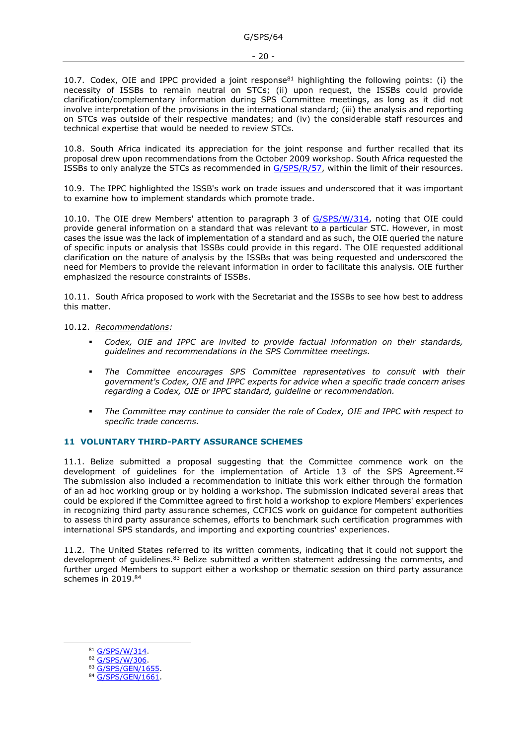10.7. Codex, OIE and IPPC provided a joint response[81] highlighting the following points: (i) the necessity of ISSBs to remain neutral on STCs; (ii) upon request, the ISSBs could provide clarification/complementary information during SPS Committee meetings, as long as it did not involve interpretation of the provisions in the international standard; (iii) the analysis and reporting on STCs was outside of their respective mandates; and (iv) the considerable staff resources and technical expertise that would be needed to review STCs.

10.8. South Africa indicated its appreciation for the joint response and further recalled that its proposal drew upon recommendations from the October 2009 workshop. South Africa requested the ISSBs to only analyze the STCs as recommended in G/SPS/R/57, within the limit of their resources.

10.9. The IPPC highlighted the ISSB's work on trade issues and underscored that it was important to examine how to implement standards which promote trade.

10.10. The OIE drew Members' attention to paragraph 3 of G/SPS/W/314, noting that OIE could provide general information on a standard that was relevant to a particular STC. However, in most cases the issue was the lack of implementation of a standard and as such, the OIE queried the nature of specific inputs or analysis that ISSBs could provide in this regard. The OIE requested additional clarification on the nature of analysis by the ISSBs that was being requested and underscored the need for Members to provide the relevant information in order to facilitate this analysis. OIE further emphasized the resource constraints of ISSBs.

10.11. South Africa proposed to work with the Secretariat and the ISSBs to see how best to address this matter.

10.12. *Recommendations:*

- *Codex, OIE and IPPC are invited to provide factual information on their standards, guidelines and recommendations in the SPS Committee meetings.*
- *The Committee encourages SPS Committee representatives to consult with their government's Codex, OIE and IPPC experts for advice when a specific trade concern arises regarding a Codex, OIE or IPPC standard, guideline or recommendation.*
- *The Committee may continue to consider the role of Codex, OIE and IPPC with respect to specific trade concerns.*

## 11 VOLUNTARY THIRD-PARTY ASSURANCE SCHEMES

11.1. Belize submitted a proposal suggesting that the Committee commence work on the development of guidelines for the implementation of Article 13 of the SPS Agreement.[82] The submission also included a recommendation to initiate this work either through the formation of an ad hoc working group or by holding a workshop. The submission indicated several areas that could be explored if the Committee agreed to first hold a workshop to explore Members' experiences in recognizing third party assurance schemes, CCFICS work on guidance for competent authorities to assess third party assurance schemes, efforts to benchmark such certification programmes with international SPS standards, and importing and exporting countries' experiences.

11.2. The United States referred to its written comments, indicating that it could not support the development of guidelines.[83] Belize submitted a written statement addressing the comments, and further urged Members to support either a workshop or thematic session on third party assurance schemes in 2019.[84]

---

[81] G/SPS/W/314.
[82] G/SPS/W/306.
[83] G/SPS/GEN/1655.
[84] G/SPS/GEN/1661.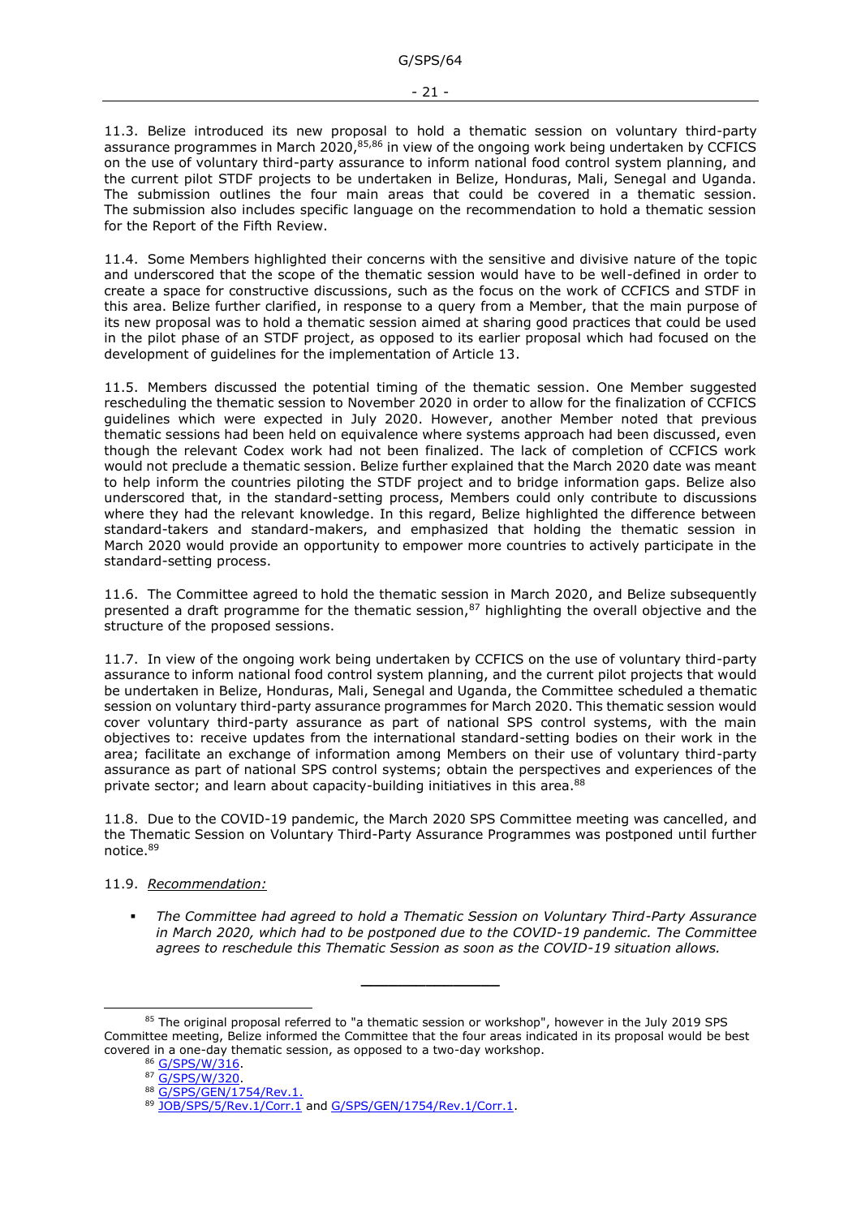11.3. Belize introduced its new proposal to hold a thematic session on voluntary third-party assurance programmes in March 2020,[85,86] in view of the ongoing work being undertaken by CCFICS on the use of voluntary third-party assurance to inform national food control system planning, and the current pilot STDF projects to be undertaken in Belize, Honduras, Mali, Senegal and Uganda. The submission outlines the four main areas that could be covered in a thematic session. The submission also includes specific language on the recommendation to hold a thematic session for the Report of the Fifth Review.

11.4. Some Members highlighted their concerns with the sensitive and divisive nature of the topic and underscored that the scope of the thematic session would have to be well-defined in order to create a space for constructive discussions, such as the focus on the work of CCFICS and STDF in this area. Belize further clarified, in response to a query from a Member, that the main purpose of its new proposal was to hold a thematic session aimed at sharing good practices that could be used in the pilot phase of an STDF project, as opposed to its earlier proposal which had focused on the development of guidelines for the implementation of Article 13.

11.5. Members discussed the potential timing of the thematic session. One Member suggested rescheduling the thematic session to November 2020 in order to allow for the finalization of CCFICS guidelines which were expected in July 2020. However, another Member noted that previous thematic sessions had been held on equivalence where systems approach had been discussed, even though the relevant Codex work had not been finalized. The lack of completion of CCFICS work would not preclude a thematic session. Belize further explained that the March 2020 date was meant to help inform the countries piloting the STDF project and to bridge information gaps. Belize also underscored that, in the standard-setting process, Members could only contribute to discussions where they had the relevant knowledge. In this regard, Belize highlighted the difference between standard-takers and standard-makers, and emphasized that holding the thematic session in March 2020 would provide an opportunity to empower more countries to actively participate in the standard-setting process.

11.6. The Committee agreed to hold the thematic session in March 2020, and Belize subsequently presented a draft programme for the thematic session,[87] highlighting the overall objective and the structure of the proposed sessions.

11.7. In view of the ongoing work being undertaken by CCFICS on the use of voluntary third-party assurance to inform national food control system planning, and the current pilot projects that would be undertaken in Belize, Honduras, Mali, Senegal and Uganda, the Committee scheduled a thematic session on voluntary third-party assurance programmes for March 2020. This thematic session would cover voluntary third-party assurance as part of national SPS control systems, with the main objectives to: receive updates from the international standard-setting bodies on their work in the area; facilitate an exchange of information among Members on their use of voluntary third-party assurance as part of national SPS control systems; obtain the perspectives and experiences of the private sector; and learn about capacity-building initiatives in this area.[88]

11.8. Due to the COVID-19 pandemic, the March 2020 SPS Committee meeting was cancelled, and the Thematic Session on Voluntary Third-Party Assurance Programmes was postponed until further notice.[89]

11.9. *Recommendation:*

- *The Committee had agreed to hold a Thematic Session on Voluntary Third-Party Assurance in March 2020, which had to be postponed due to the COVID-19 pandemic. The Committee agrees to reschedule this Thematic Session as soon as the COVID-19 situation allows.*

---

[85] The original proposal referred to "a thematic session or workshop", however in the July 2019 SPS Committee meeting, Belize informed the Committee that the four areas indicated in its proposal would be best covered in a one-day thematic session, as opposed to a two-day workshop.

[86] G/SPS/W/316.

[87] G/SPS/W/320.

[88] G/SPS/GEN/1754/Rev.1.

[89] JOB/SPS/5/Rev.1/Corr.1 and G/SPS/GEN/1754/Rev.1/Corr.1.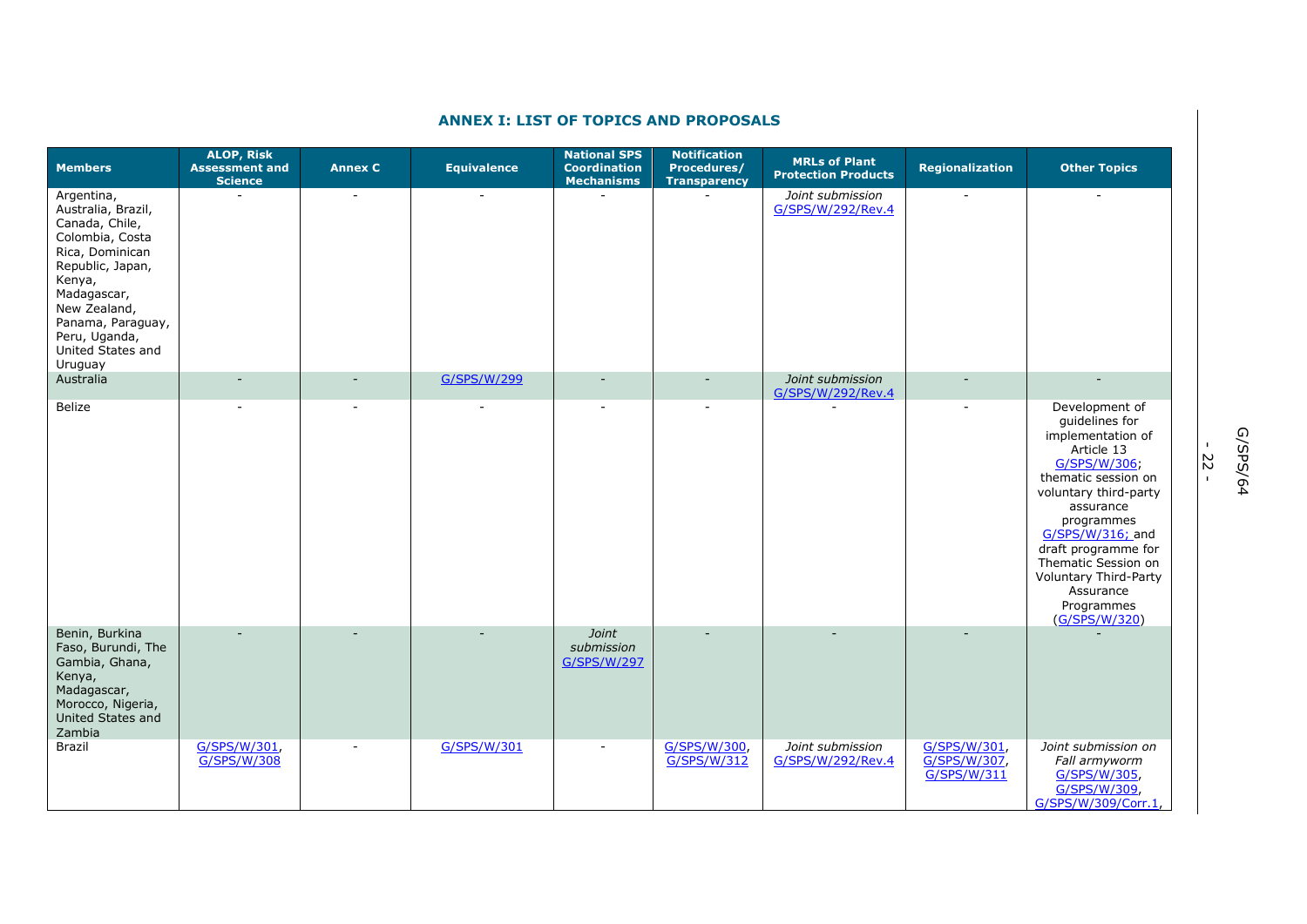## ANNEX I: LIST OF TOPICS AND PROPOSALS

| Members | ALOP, Risk Assessment and Science | Annex C | Equivalence | National SPS Coordination Mechanisms | Notification Procedures/ Transparency | MRLs of Plant Protection Products | Regionalization | Other Topics |
|---|---|---|---|---|---|---|---|---|
| Argentina, Australia, Brazil, Canada, Chile, Colombia, Costa Rica, Dominican Republic, Japan, Kenya, Madagascar, New Zealand, Panama, Paraguay, Peru, Uganda, United States and Uruguay | - | - | - | - | - | *Joint submission* G/SPS/W/292/Rev.4 | - | - |
| Australia | - | - | G/SPS/W/299 | - | - | *Joint submission* G/SPS/W/292/Rev.4 | - | - |
| Belize | - | - | - | - | - | - | - | Development of guidelines for implementation of Article 13 G/SPS/W/306; thematic session on voluntary third-party assurance programmes G/SPS/W/316; and draft programme for Thematic Session on Voluntary Third-Party Assurance Programmes (G/SPS/W/320) |
| Benin, Burkina Faso, Burundi, The Gambia, Ghana, Kenya, Madagascar, Morocco, Nigeria, United States and Zambia | - | - | - | *Joint submission* G/SPS/W/297 | - | - | - | - |
| Brazil | G/SPS/W/301, G/SPS/W/308 | - | G/SPS/W/301 | - | G/SPS/W/300, G/SPS/W/312 | *Joint submission* G/SPS/W/292/Rev.4 | G/SPS/W/301, G/SPS/W/307, G/SPS/W/311 | *Joint submission on Fall armyworm* G/SPS/W/305, G/SPS/W/309, G/SPS/W/309/Corr.1, |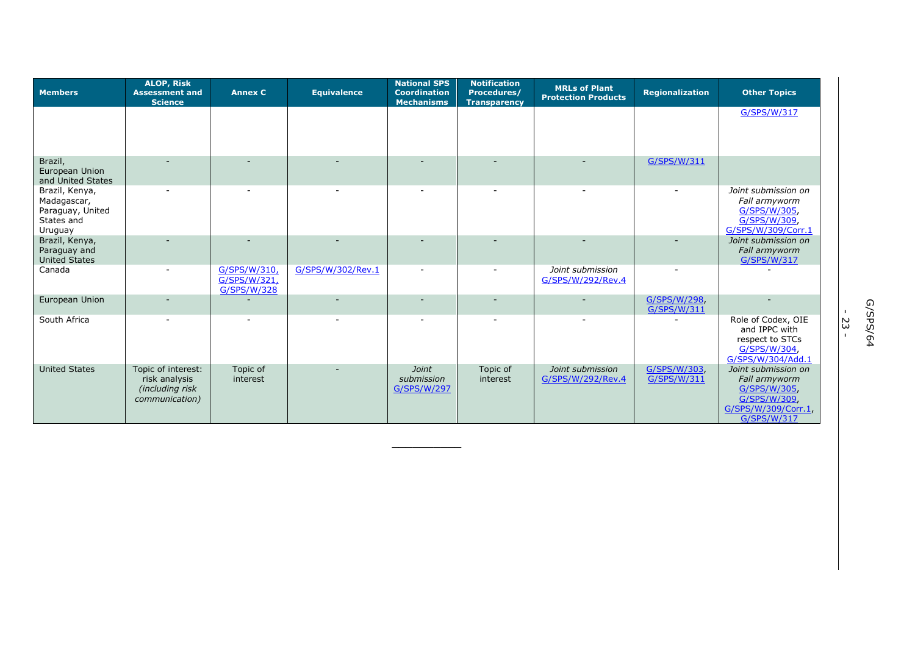| Members | ALOP, Risk Assessment and Science | Annex C | Equivalence | National SPS Coordination Mechanisms | Notification Procedures/ Transparency | MRLs of Plant Protection Products | Regionalization | Other Topics |
|---|---|---|---|---|---|---|---|---|
| | | | | | | | | G/SPS/W/317 |
| Brazil, European Union and United States | - | - | - | - | - | - | G/SPS/W/311 | |
| Brazil, Kenya, Madagascar, Paraguay, United States and Uruguay | - | - | - | - | - | - | - | *Joint submission on Fall armyworm* G/SPS/W/305, G/SPS/W/309, G/SPS/W/309/Corr.1 |
| Brazil, Kenya, Paraguay and United States | - | - | - | - | - | - | - | *Joint submission on Fall armyworm* G/SPS/W/317 |
| Canada | - | G/SPS/W/310, G/SPS/W/321, G/SPS/W/328 | G/SPS/W/302/Rev.1 | - | - | *Joint submission* G/SPS/W/292/Rev.4 | - | - |
| European Union | - | - | - | - | - | - | G/SPS/W/298, G/SPS/W/311 | - |
| South Africa | - | - | - | - | - | - | - | Role of Codex, OIE and IPPC with respect to STCs G/SPS/W/304, G/SPS/W/304/Add.1 |
| United States | Topic of interest: risk analysis *(including risk communication)* | Topic of interest | - | *Joint submission* G/SPS/W/297 | Topic of interest | *Joint submission* G/SPS/W/292/Rev.4 | G/SPS/W/303, G/SPS/W/311 | *Joint submission on Fall armyworm* G/SPS/W/305, G/SPS/W/309, G/SPS/W/309/Corr.1, G/SPS/W/317 |

__________